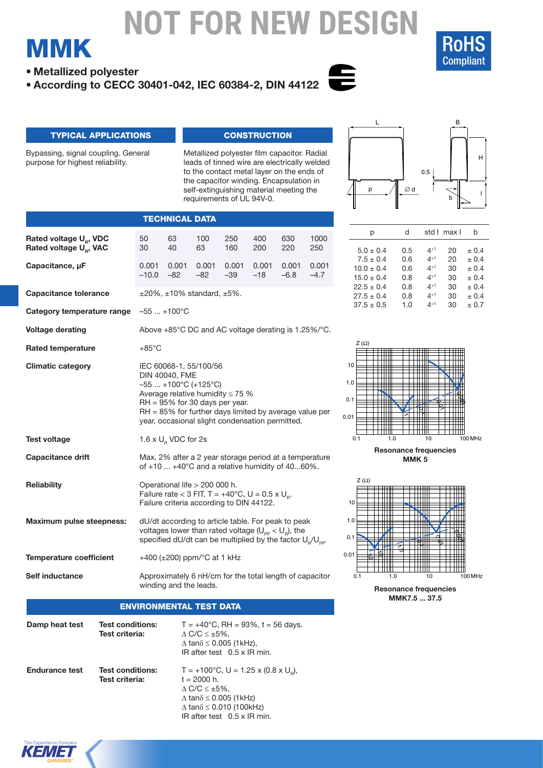# NOT FOR NEW DESIGN

# MMK

- **Metallized polyester**
- **According to CECC 30401-042, IEC 60384-2, DIN 44122**

RoHS Compliant

## TYPICAL APPLICATIONS

Bypassing, signal coupling. General purpose for highest reliability.

## CONSTRUCTION

Metallized polyester film capacitor. Radial leads of tinned wire are electrically welded to the contact metal layer on the ends of the capacitor winding. Encapsulation in self-extinguishing material meeting the requirements of UL 94V-0.

| p | d | std l | max l | b |
|---|---|---|---|---|
| 5.0 ± 0.4 | 0.5 | $4^{+1}$ | 20 | ± 0.4 |
| 7.5 ± 0.4 | 0.6 | $4^{+1}$ | 20 | ± 0.4 |
| 10.0 ± 0.4 | 0.6 | $4^{+1}$ | 30 | ± 0.4 |
| 15.0 ± 0.4 | 0.8 | $4^{+1}$ | 30 | ± 0.4 |
| 22.5 ± 0.4 | 0.8 | $4^{+1}$ | 30 | ± 0.4 |
| 27.5 ± 0.4 | 0.8 | $4^{+1}$ | 30 | ± 0.4 |
| 37.5 ± 0.5 | 1.0 | $4^{+1}$ | 30 | ± 0.7 |

## TECHNICAL DATA

| | | | | | | | |
|---|---|---|---|---|---|---|---|
| **Rated voltage $U_R$, VDC** | 50 | 63 | 100 | 250 | 400 | 630 | 1000 |
| **Rated voltage $U_R$, VAC** | 30 | 40 | 63 | 160 | 200 | 220 | 250 |
| **Capacitance, μF** | 0.001 –10.0 | 0.001 –82 | 0.001 –82 | 0.001 –39 | 0.001 –18 | 0.001 –6.8 | 0.001 –4.7 |

**Capacitance tolerance** ±20%, ±10% standard, ±5%.

**Category temperature range** –55 ... +100°C

**Voltage derating** Above +85°C DC and AC voltage derating is 1.25%/°C.

**Rated temperature** +85°C

**Climatic category** IEC 60068-1, 55/100/56
DIN 40040, FME
–55 ... +100°C (+125°C)
Average relative humidity ≤ 75 %
RH = 95% for 30 days per year.
RH = 85% for further days limited by average value per year, occasional slight condensation permitted.

**Test voltage** 1.6 x $U_R$ VDC for 2s

**Capacitance drift** Max. 2% after a 2 year storage period at a temperature of +10 ... +40°C and a relative humidity of 40...60%.

**Reliability** Operational life > 200 000 h.
Failure rate < 3 FIT, T = +40°C, U = 0.5 x $U_R$.
Failure criteria according to DIN 44122.

**Maximum pulse steepness:** dU/dt according to article table. For peak to peak voltages lower than rated voltage ($U_{PP} < U_R$), the specified dU/dt can be multiplied by the factor $U_R/U_{PP}$.

**Temperature coefficient** +400 (±200) ppm/°C at 1 kHz

**Self inductance** Approximately 6 nH/cm for the total length of capacitor winding and the leads.

Resonance frequencies MMK 5

Resonance frequencies MMK7.5 ... 37.5

## ENVIRONMENTAL TEST DATA

**Damp heat test** — **Test conditions:** T = +40°C, RH = 93%, t = 56 days.
**Test criteria:** Δ C/C ≤ ±5%,
Δ tanδ ≤ 0.005 (1kHz),
IR after test 0.5 x IR min.

**Endurance test** — **Test conditions:** T = +100°C, U = 1.25 x (0.8 x $U_R$),
t = 2000 h.
**Test criteria:** Δ C/C ≤ ±5%,
Δ tanδ ≤ 0.005 (1kHz)
Δ tanδ ≤ 0.010 (100kHz)
IR after test 0.5 x IR min.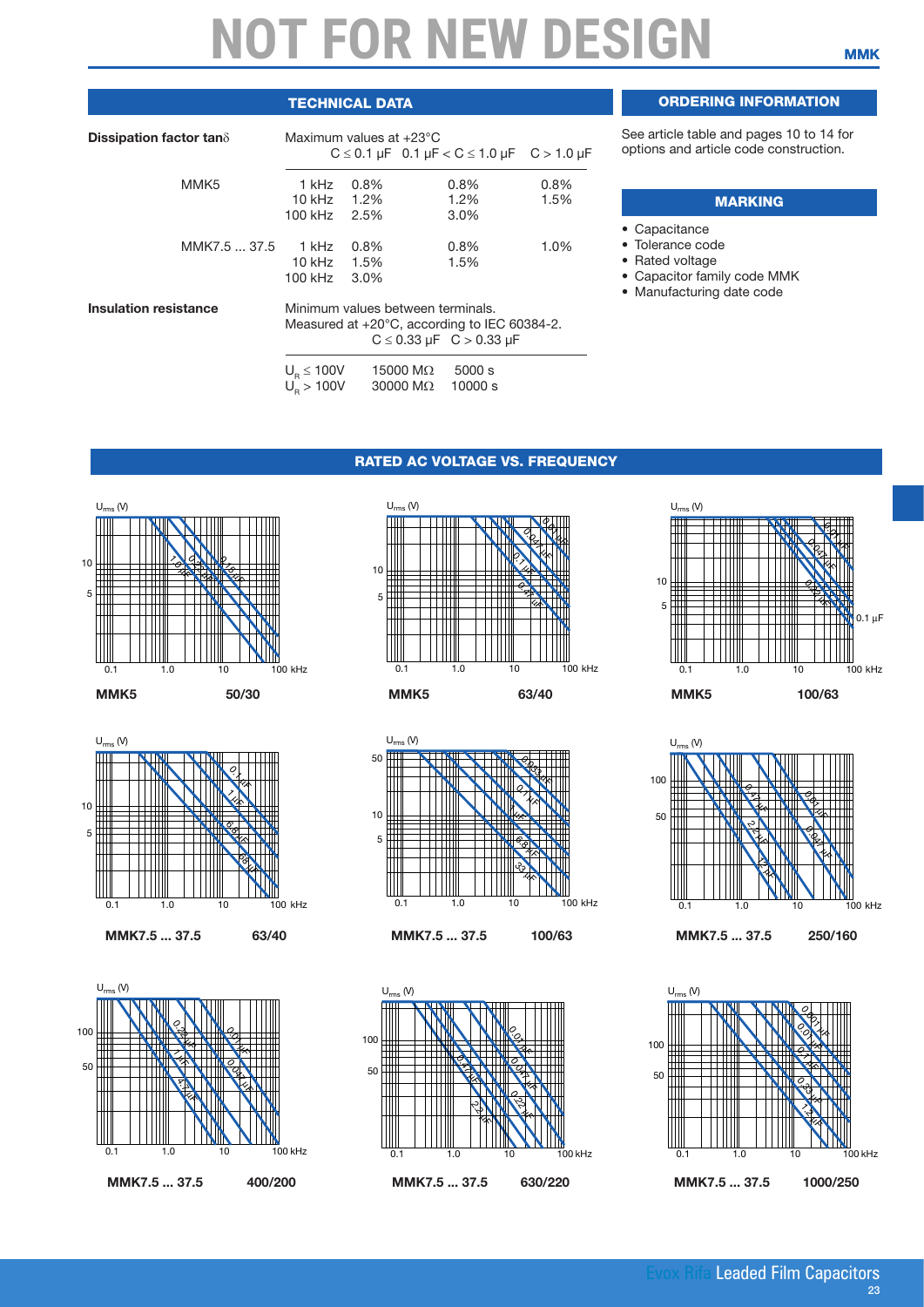# NOT FOR NEW DESIGN

## TECHNICAL DATA

**Dissipation factor tanδ**

Maximum values at +23°C

| | | C ≤ 0.1 µF | 0.1 µF < C ≤ 1.0 µF | C > 1.0 µF |
|---|---|---|---|---|
| MMK5 | 1 kHz | 0.8% | 0.8% | 0.8% |
| | 10 kHz | 1.2% | 1.2% | 1.5% |
| | 100 kHz | 2.5% | 3.0% | |
| MMK7.5 ... 37.5 | 1 kHz | 0.8% | 0.8% | 1.0% |
| | 10 kHz | 1.5% | 1.5% | |
| | 100 kHz | 3.0% | | |

**Insulation resistance**

Minimum values between terminals.
Measured at +20°C, according to IEC 60384-2.

| | C ≤ 0.33 µF | C > 0.33 µF |
|---|---|---|
| $U_R$ ≤ 100V | 15000 MΩ | 5000 s |
| $U_R$ > 100V | 30000 MΩ | 10000 s |

## ORDERING INFORMATION

See article table and pages 10 to 14 for options and article code construction.

## MARKING

- Capacitance
- Tolerance code
- Rated voltage
- Capacitor family code MMK
- Manufacturing date code

## RATED AC VOLTAGE VS. FREQUENCY

MMK5 50/30

MMK5 63/40

MMK5 100/63

MMK7.5 ... 37.5 63/40

MMK7.5 ... 37.5 100/63

MMK7.5 ... 37.5 250/160

MMK7.5 ... 37.5 400/200

MMK7.5 ... 37.5 630/220

MMK7.5 ... 37.5 1000/250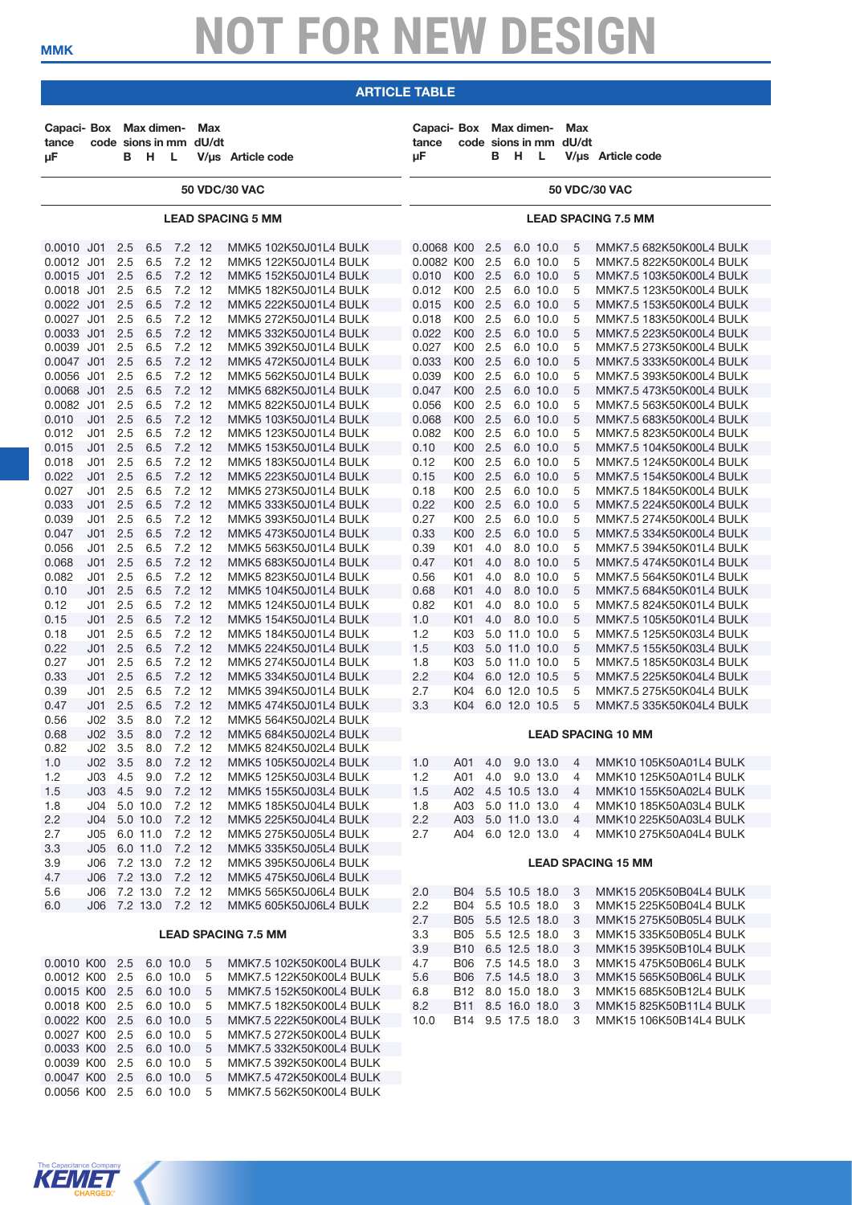# NOT FOR NEW DESIGN

## ARTICLE TABLE

### 50 VDC/30 VAC

#### LEAD SPACING 5 MM

| Capacitance µF | Box code | B | H | L | Max dU/dt V/µs | Article code |
|---|---|---|---|---|---|---|
| 0.0010 | J01 | 2.5 | 6.5 | 7.2 | 12 | MMK5 102K50J01L4 BULK |
| 0.0012 | J01 | 2.5 | 6.5 | 7.2 | 12 | MMK5 122K50J01L4 BULK |
| 0.0015 | J01 | 2.5 | 6.5 | 7.2 | 12 | MMK5 152K50J01L4 BULK |
| 0.0018 | J01 | 2.5 | 6.5 | 7.2 | 12 | MMK5 182K50J01L4 BULK |
| 0.0022 | J01 | 2.5 | 6.5 | 7.2 | 12 | MMK5 222K50J01L4 BULK |
| 0.0027 | J01 | 2.5 | 6.5 | 7.2 | 12 | MMK5 272K50J01L4 BULK |
| 0.0033 | J01 | 2.5 | 6.5 | 7.2 | 12 | MMK5 332K50J01L4 BULK |
| 0.0039 | J01 | 2.5 | 6.5 | 7.2 | 12 | MMK5 392K50J01L4 BULK |
| 0.0047 | J01 | 2.5 | 6.5 | 7.2 | 12 | MMK5 472K50J01L4 BULK |
| 0.0056 | J01 | 2.5 | 6.5 | 7.2 | 12 | MMK5 562K50J01L4 BULK |
| 0.0068 | J01 | 2.5 | 6.5 | 7.2 | 12 | MMK5 682K50J01L4 BULK |
| 0.0082 | J01 | 2.5 | 6.5 | 7.2 | 12 | MMK5 822K50J01L4 BULK |
| 0.010 | J01 | 2.5 | 6.5 | 7.2 | 12 | MMK5 103K50J01L4 BULK |
| 0.012 | J01 | 2.5 | 6.5 | 7.2 | 12 | MMK5 123K50J01L4 BULK |
| 0.015 | J01 | 2.5 | 6.5 | 7.2 | 12 | MMK5 153K50J01L4 BULK |
| 0.018 | J01 | 2.5 | 6.5 | 7.2 | 12 | MMK5 183K50J01L4 BULK |
| 0.022 | J01 | 2.5 | 6.5 | 7.2 | 12 | MMK5 223K50J01L4 BULK |
| 0.027 | J01 | 2.5 | 6.5 | 7.2 | 12 | MMK5 273K50J01L4 BULK |
| 0.033 | J01 | 2.5 | 6.5 | 7.2 | 12 | MMK5 333K50J01L4 BULK |
| 0.039 | J01 | 2.5 | 6.5 | 7.2 | 12 | MMK5 393K50J01L4 BULK |
| 0.047 | J01 | 2.5 | 6.5 | 7.2 | 12 | MMK5 473K50J01L4 BULK |
| 0.056 | J01 | 2.5 | 6.5 | 7.2 | 12 | MMK5 563K50J01L4 BULK |
| 0.068 | J01 | 2.5 | 6.5 | 7.2 | 12 | MMK5 683K50J01L4 BULK |
| 0.082 | J01 | 2.5 | 6.5 | 7.2 | 12 | MMK5 823K50J01L4 BULK |
| 0.10 | J01 | 2.5 | 6.5 | 7.2 | 12 | MMK5 104K50J01L4 BULK |
| 0.12 | J01 | 2.5 | 6.5 | 7.2 | 12 | MMK5 124K50J01L4 BULK |
| 0.15 | J01 | 2.5 | 6.5 | 7.2 | 12 | MMK5 154K50J01L4 BULK |
| 0.18 | J01 | 2.5 | 6.5 | 7.2 | 12 | MMK5 184K50J01L4 BULK |
| 0.22 | J01 | 2.5 | 6.5 | 7.2 | 12 | MMK5 224K50J01L4 BULK |
| 0.27 | J01 | 2.5 | 6.5 | 7.2 | 12 | MMK5 274K50J01L4 BULK |
| 0.33 | J01 | 2.5 | 6.5 | 7.2 | 12 | MMK5 334K50J01L4 BULK |
| 0.39 | J01 | 2.5 | 6.5 | 7.2 | 12 | MMK5 394K50J01L4 BULK |
| 0.47 | J01 | 2.5 | 6.5 | 7.2 | 12 | MMK5 474K50J01L4 BULK |
| 0.56 | J02 | 3.5 | 8.0 | 7.2 | 12 | MMK5 564K50J02L4 BULK |
| 0.68 | J02 | 3.5 | 8.0 | 7.2 | 12 | MMK5 684K50J02L4 BULK |
| 0.82 | J02 | 3.5 | 8.0 | 7.2 | 12 | MMK5 824K50J02L4 BULK |
| 1.0 | J02 | 3.5 | 8.0 | 7.2 | 12 | MMK5 105K50J02L4 BULK |
| 1.2 | J03 | 4.5 | 9.0 | 7.2 | 12 | MMK5 125K50J03L4 BULK |
| 1.5 | J03 | 4.5 | 9.0 | 7.2 | 12 | MMK5 155K50J03L4 BULK |
| 1.8 | J04 | 5.0 | 10.0 | 7.2 | 12 | MMK5 185K50J04L4 BULK |
| 2.2 | J04 | 5.0 | 10.0 | 7.2 | 12 | MMK5 225K50J04L4 BULK |
| 2.7 | J05 | 6.0 | 11.0 | 7.2 | 12 | MMK5 275K50J05L4 BULK |
| 3.3 | J05 | 6.0 | 11.0 | 7.2 | 12 | MMK5 335K50J05L4 BULK |
| 3.9 | J06 | 7.2 | 13.0 | 7.2 | 12 | MMK5 395K50J06L4 BULK |
| 4.7 | J06 | 7.2 | 13.0 | 7.2 | 12 | MMK5 475K50J06L4 BULK |
| 5.6 | J06 | 7.2 | 13.0 | 7.2 | 12 | MMK5 565K50J06L4 BULK |
| 6.0 | J06 | 7.2 | 13.0 | 7.2 | 12 | MMK5 605K50J06L4 BULK |

#### LEAD SPACING 7.5 MM

| Capacitance µF | Box code | B | H | L | Max dU/dt V/µs | Article code |
|---|---|---|---|---|---|---|
| 0.0010 | K00 | 2.5 | 6.0 | 10.0 | 5 | MMK7.5 102K50K00L4 BULK |
| 0.0012 | K00 | 2.5 | 6.0 | 10.0 | 5 | MMK7.5 122K50K00L4 BULK |
| 0.0015 | K00 | 2.5 | 6.0 | 10.0 | 5 | MMK7.5 152K50K00L4 BULK |
| 0.0018 | K00 | 2.5 | 6.0 | 10.0 | 5 | MMK7.5 182K50K00L4 BULK |
| 0.0022 | K00 | 2.5 | 6.0 | 10.0 | 5 | MMK7.5 222K50K00L4 BULK |
| 0.0027 | K00 | 2.5 | 6.0 | 10.0 | 5 | MMK7.5 272K50K00L4 BULK |
| 0.0033 | K00 | 2.5 | 6.0 | 10.0 | 5 | MMK7.5 332K50K00L4 BULK |
| 0.0039 | K00 | 2.5 | 6.0 | 10.0 | 5 | MMK7.5 392K50K00L4 BULK |
| 0.0047 | K00 | 2.5 | 6.0 | 10.0 | 5 | MMK7.5 472K50K00L4 BULK |
| 0.0056 | K00 | 2.5 | 6.0 | 10.0 | 5 | MMK7.5 562K50K00L4 BULK |
| 0.0068 | K00 | 2.5 | 6.0 | 10.0 | 5 | MMK7.5 682K50K00L4 BULK |
| 0.0082 | K00 | 2.5 | 6.0 | 10.0 | 5 | MMK7.5 822K50K00L4 BULK |
| 0.010 | K00 | 2.5 | 6.0 | 10.0 | 5 | MMK7.5 103K50K00L4 BULK |
| 0.012 | K00 | 2.5 | 6.0 | 10.0 | 5 | MMK7.5 123K50K00L4 BULK |
| 0.015 | K00 | 2.5 | 6.0 | 10.0 | 5 | MMK7.5 153K50K00L4 BULK |
| 0.018 | K00 | 2.5 | 6.0 | 10.0 | 5 | MMK7.5 183K50K00L4 BULK |
| 0.022 | K00 | 2.5 | 6.0 | 10.0 | 5 | MMK7.5 223K50K00L4 BULK |
| 0.027 | K00 | 2.5 | 6.0 | 10.0 | 5 | MMK7.5 273K50K00L4 BULK |
| 0.033 | K00 | 2.5 | 6.0 | 10.0 | 5 | MMK7.5 333K50K00L4 BULK |
| 0.039 | K00 | 2.5 | 6.0 | 10.0 | 5 | MMK7.5 393K50K00L4 BULK |
| 0.047 | K00 | 2.5 | 6.0 | 10.0 | 5 | MMK7.5 473K50K00L4 BULK |
| 0.056 | K00 | 2.5 | 6.0 | 10.0 | 5 | MMK7.5 563K50K00L4 BULK |
| 0.068 | K00 | 2.5 | 6.0 | 10.0 | 5 | MMK7.5 683K50K00L4 BULK |
| 0.082 | K00 | 2.5 | 6.0 | 10.0 | 5 | MMK7.5 823K50K00L4 BULK |
| 0.10 | K00 | 2.5 | 6.0 | 10.0 | 5 | MMK7.5 104K50K00L4 BULK |
| 0.12 | K00 | 2.5 | 6.0 | 10.0 | 5 | MMK7.5 124K50K00L4 BULK |
| 0.15 | K00 | 2.5 | 6.0 | 10.0 | 5 | MMK7.5 154K50K00L4 BULK |
| 0.18 | K00 | 2.5 | 6.0 | 10.0 | 5 | MMK7.5 184K50K00L4 BULK |
| 0.22 | K00 | 2.5 | 6.0 | 10.0 | 5 | MMK7.5 224K50K00L4 BULK |
| 0.27 | K00 | 2.5 | 6.0 | 10.0 | 5 | MMK7.5 274K50K00L4 BULK |
| 0.33 | K00 | 2.5 | 6.0 | 10.0 | 5 | MMK7.5 334K50K00L4 BULK |
| 0.39 | K01 | 4.0 | 8.0 | 10.0 | 5 | MMK7.5 394K50K01L4 BULK |
| 0.47 | K01 | 4.0 | 8.0 | 10.0 | 5 | MMK7.5 474K50K01L4 BULK |
| 0.56 | K01 | 4.0 | 8.0 | 10.0 | 5 | MMK7.5 564K50K01L4 BULK |
| 0.68 | K01 | 4.0 | 8.0 | 10.0 | 5 | MMK7.5 684K50K01L4 BULK |
| 0.82 | K01 | 4.0 | 8.0 | 10.0 | 5 | MMK7.5 824K50K01L4 BULK |
| 1.0 | K01 | 4.0 | 8.0 | 10.0 | 5 | MMK7.5 105K50K01L4 BULK |
| 1.2 | K03 | 5.0 | 11.0 | 10.0 | 5 | MMK7.5 125K50K03L4 BULK |
| 1.5 | K03 | 5.0 | 11.0 | 10.0 | 5 | MMK7.5 155K50K03L4 BULK |
| 1.8 | K03 | 5.0 | 11.0 | 10.0 | 5 | MMK7.5 185K50K03L4 BULK |
| 2.2 | K04 | 6.0 | 12.0 | 10.5 | 5 | MMK7.5 225K50K04L4 BULK |
| 2.7 | K04 | 6.0 | 12.0 | 10.5 | 5 | MMK7.5 275K50K04L4 BULK |
| 3.3 | K04 | 6.0 | 12.0 | 10.5 | 5 | MMK7.5 335K50K04L4 BULK |

#### LEAD SPACING 10 MM

| Capacitance µF | Box code | B | H | L | Max dU/dt V/µs | Article code |
|---|---|---|---|---|---|---|
| 1.0 | A01 | 4.0 | 9.0 | 13.0 | 4 | MMK10 105K50A01L4 BULK |
| 1.2 | A01 | 4.0 | 9.0 | 13.0 | 4 | MMK10 125K50A01L4 BULK |
| 1.5 | A02 | 4.5 | 10.5 | 13.0 | 4 | MMK10 155K50A02L4 BULK |
| 1.8 | A03 | 5.0 | 11.0 | 13.0 | 4 | MMK10 185K50A03L4 BULK |
| 2.2 | A03 | 5.0 | 11.0 | 13.0 | 4 | MMK10 225K50A03L4 BULK |
| 2.7 | A04 | 6.0 | 12.0 | 13.0 | 4 | MMK10 275K50A04L4 BULK |

#### LEAD SPACING 15 MM

| Capacitance µF | Box code | B | H | L | Max dU/dt V/µs | Article code |
|---|---|---|---|---|---|---|
| 2.0 | B04 | 5.5 | 10.5 | 18.0 | 3 | MMK15 205K50B04L4 BULK |
| 2.2 | B04 | 5.5 | 10.5 | 18.0 | 3 | MMK15 225K50B04L4 BULK |
| 2.7 | B05 | 5.5 | 12.5 | 18.0 | 3 | MMK15 275K50B05L4 BULK |
| 3.3 | B05 | 5.5 | 12.5 | 18.0 | 3 | MMK15 335K50B05L4 BULK |
| 3.9 | B10 | 6.5 | 12.5 | 18.0 | 3 | MMK15 395K50B10L4 BULK |
| 4.7 | B06 | 7.5 | 14.5 | 18.0 | 3 | MMK15 475K50B06L4 BULK |
| 5.6 | B06 | 7.5 | 14.5 | 18.0 | 3 | MMK15 565K50B06L4 BULK |
| 6.8 | B12 | 8.0 | 15.0 | 18.0 | 3 | MMK15 685K50B12L4 BULK |
| 8.2 | B11 | 8.5 | 16.0 | 18.0 | 3 | MMK15 825K50B11L4 BULK |
| 10.0 | B14 | 9.5 | 17.5 | 18.0 | 3 | MMK15 106K50B14L4 BULK |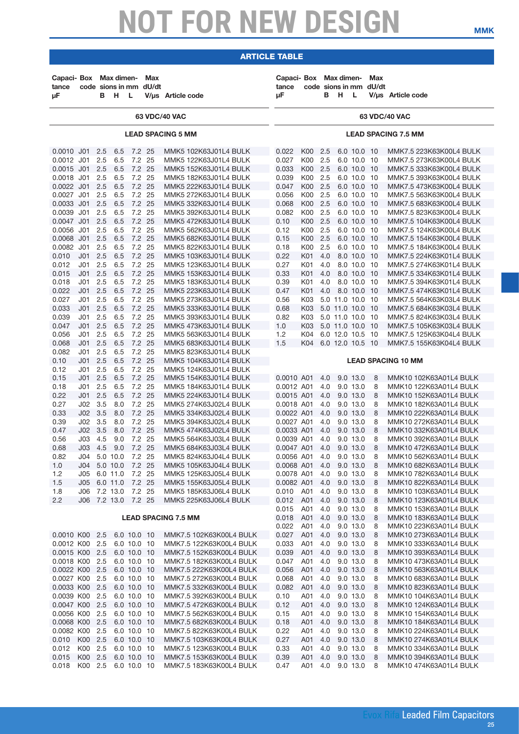# NOT FOR NEW DESIGN

## ARTICLE TABLE

### 63 VDC/40 VAC

#### LEAD SPACING 5 MM

| Capacitance µF | Box code | B | H | L | Max dU/dt V/µs | Article code |
|---|---|---|---|---|---|---|
| 0.0010 | J01 | 2.5 | 6.5 | 7.2 | 25 | MMK5 102K63J01L4 BULK |
| 0.0012 | J01 | 2.5 | 6.5 | 7.2 | 25 | MMK5 122K63J01L4 BULK |
| 0.0015 | J01 | 2.5 | 6.5 | 7.2 | 25 | MMK5 152K63J01L4 BULK |
| 0.0018 | J01 | 2.5 | 6.5 | 7.2 | 25 | MMK5 182K63J01L4 BULK |
| 0.0022 | J01 | 2.5 | 6.5 | 7.2 | 25 | MMK5 222K63J01L4 BULK |
| 0.0027 | J01 | 2.5 | 6.5 | 7.2 | 25 | MMK5 272K63J01L4 BULK |
| 0.0033 | J01 | 2.5 | 6.5 | 7.2 | 25 | MMK5 332K63J01L4 BULK |
| 0.0039 | J01 | 2.5 | 6.5 | 7.2 | 25 | MMK5 392K63J01L4 BULK |
| 0.0047 | J01 | 2.5 | 6.5 | 7.2 | 25 | MMK5 472K63J01L4 BULK |
| 0.0056 | J01 | 2.5 | 6.5 | 7.2 | 25 | MMK5 562K63J01L4 BULK |
| 0.0068 | J01 | 2.5 | 6.5 | 7.2 | 25 | MMK5 682K63J01L4 BULK |
| 0.0082 | J01 | 2.5 | 6.5 | 7.2 | 25 | MMK5 822K63J01L4 BULK |
| 0.010 | J01 | 2.5 | 6.5 | 7.2 | 25 | MMK5 103K63J01L4 BULK |
| 0.012 | J01 | 2.5 | 6.5 | 7.2 | 25 | MMK5 123K63J01L4 BULK |
| 0.015 | J01 | 2.5 | 6.5 | 7.2 | 25 | MMK5 153K63J01L4 BULK |
| 0.018 | J01 | 2.5 | 6.5 | 7.2 | 25 | MMK5 183K63J01L4 BULK |
| 0.022 | J01 | 2.5 | 6.5 | 7.2 | 25 | MMK5 223K63J01L4 BULK |
| 0.027 | J01 | 2.5 | 6.5 | 7.2 | 25 | MMK5 273K63J01L4 BULK |
| 0.033 | J01 | 2.5 | 6.5 | 7.2 | 25 | MMK5 333K63J01L4 BULK |
| 0.039 | J01 | 2.5 | 6.5 | 7.2 | 25 | MMK5 393K63J01L4 BULK |
| 0.047 | J01 | 2.5 | 6.5 | 7.2 | 25 | MMK5 473K63J01L4 BULK |
| 0.056 | J01 | 2.5 | 6.5 | 7.2 | 25 | MMK5 563K63J01L4 BULK |
| 0.068 | J01 | 2.5 | 6.5 | 7.2 | 25 | MMK5 683K63J01L4 BULK |
| 0.082 | J01 | 2.5 | 6.5 | 7.2 | 25 | MMK5 823K63J01L4 BULK |
| 0.10 | J01 | 2.5 | 6.5 | 7.2 | 25 | MMK5 104K63J01L4 BULK |
| 0.12 | J01 | 2.5 | 6.5 | 7.2 | 25 | MMK5 124K63J01L4 BULK |
| 0.15 | J01 | 2.5 | 6.5 | 7.2 | 25 | MMK5 154K63J01L4 BULK |
| 0.18 | J01 | 2.5 | 6.5 | 7.2 | 25 | MMK5 184K63J01L4 BULK |
| 0.22 | J01 | 2.5 | 6.5 | 7.2 | 25 | MMK5 224K63J01L4 BULK |
| 0.27 | J02 | 3.5 | 8.0 | 7.2 | 25 | MMK5 274K63J02L4 BULK |
| 0.33 | J02 | 3.5 | 8.0 | 7.2 | 25 | MMK5 334K63J02L4 BULK |
| 0.39 | J02 | 3.5 | 8.0 | 7.2 | 25 | MMK5 394K63J02L4 BULK |
| 0.47 | J02 | 3.5 | 8.0 | 7.2 | 25 | MMK5 474K63J02L4 BULK |
| 0.56 | J03 | 4.5 | 9.0 | 7.2 | 25 | MMK5 564K63J03L4 BULK |
| 0.68 | J03 | 4.5 | 9.0 | 7.2 | 25 | MMK5 684K63J03L4 BULK |
| 0.82 | J04 | 5.0 | 10.0 | 7.2 | 25 | MMK5 824K63J04L4 BULK |
| 1.0 | J04 | 5.0 | 10.0 | 7.2 | 25 | MMK5 105K63J04L4 BULK |
| 1.2 | J05 | 6.0 | 11.0 | 7.2 | 25 | MMK5 125K63J05L4 BULK |
| 1.5 | J05 | 6.0 | 11.0 | 7.2 | 25 | MMK5 155K63J05L4 BULK |
| 1.8 | J06 | 7.2 | 13.0 | 7.2 | 25 | MMK5 185K63J06L4 BULK |
| 2.2 | J06 | 7.2 | 13.0 | 7.2 | 25 | MMK5 225K63J06L4 BULK |

#### LEAD SPACING 7.5 MM

| Capacitance µF | Box code | B | H | L | Max dU/dt V/µs | Article code |
|---|---|---|---|---|---|---|
| 0.0010 | K00 | 2.5 | 6.0 | 10.0 | 10 | MMK7.5 102K63K00L4 BULK |
| 0.0012 | K00 | 2.5 | 6.0 | 10.0 | 10 | MMK7.5 122K63K00L4 BULK |
| 0.0015 | K00 | 2.5 | 6.0 | 10.0 | 10 | MMK7.5 152K63K00L4 BULK |
| 0.0018 | K00 | 2.5 | 6.0 | 10.0 | 10 | MMK7.5 182K63K00L4 BULK |
| 0.0022 | K00 | 2.5 | 6.0 | 10.0 | 10 | MMK7.5 222K63K00L4 BULK |
| 0.0027 | K00 | 2.5 | 6.0 | 10.0 | 10 | MMK7.5 272K63K00L4 BULK |
| 0.0033 | K00 | 2.5 | 6.0 | 10.0 | 10 | MMK7.5 332K63K00L4 BULK |
| 0.0039 | K00 | 2.5 | 6.0 | 10.0 | 10 | MMK7.5 392K63K00L4 BULK |
| 0.0047 | K00 | 2.5 | 6.0 | 10.0 | 10 | MMK7.5 472K63K00L4 BULK |
| 0.0056 | K00 | 2.5 | 6.0 | 10.0 | 10 | MMK7.5 562K63K00L4 BULK |
| 0.0068 | K00 | 2.5 | 6.0 | 10.0 | 10 | MMK7.5 682K63K00L4 BULK |
| 0.0082 | K00 | 2.5 | 6.0 | 10.0 | 10 | MMK7.5 822K63K00L4 BULK |
| 0.010 | K00 | 2.5 | 6.0 | 10.0 | 10 | MMK7.5 103K63K00L4 BULK |
| 0.012 | K00 | 2.5 | 6.0 | 10.0 | 10 | MMK7.5 123K63K00L4 BULK |
| 0.015 | K00 | 2.5 | 6.0 | 10.0 | 10 | MMK7.5 153K63K00L4 BULK |
| 0.018 | K00 | 2.5 | 6.0 | 10.0 | 10 | MMK7.5 183K63K00L4 BULK |
| 0.022 | K00 | 2.5 | 6.0 | 10.0 | 10 | MMK7.5 223K63K00L4 BULK |
| 0.027 | K00 | 2.5 | 6.0 | 10.0 | 10 | MMK7.5 273K63K00L4 BULK |
| 0.033 | K00 | 2.5 | 6.0 | 10.0 | 10 | MMK7.5 333K63K00L4 BULK |
| 0.039 | K00 | 2.5 | 6.0 | 10.0 | 10 | MMK7.5 393K63K00L4 BULK |
| 0.047 | K00 | 2.5 | 6.0 | 10.0 | 10 | MMK7.5 473K63K00L4 BULK |
| 0.056 | K00 | 2.5 | 6.0 | 10.0 | 10 | MMK7.5 563K63K00L4 BULK |
| 0.068 | K00 | 2.5 | 6.0 | 10.0 | 10 | MMK7.5 683K63K00L4 BULK |
| 0.082 | K00 | 2.5 | 6.0 | 10.0 | 10 | MMK7.5 823K63K00L4 BULK |
| 0.10 | K00 | 2.5 | 6.0 | 10.0 | 10 | MMK7.5 104K63K00L4 BULK |
| 0.12 | K00 | 2.5 | 6.0 | 10.0 | 10 | MMK7.5 124K63K00L4 BULK |
| 0.15 | K00 | 2.5 | 6.0 | 10.0 | 10 | MMK7.5 154K63K00L4 BULK |
| 0.18 | K00 | 2.5 | 6.0 | 10.0 | 10 | MMK7.5 184K63K00L4 BULK |
| 0.22 | K01 | 4.0 | 8.0 | 10.0 | 10 | MMK7.5 224K63K01L4 BULK |
| 0.27 | K01 | 4.0 | 8.0 | 10.0 | 10 | MMK7.5 274K63K01L4 BULK |
| 0.33 | K01 | 4.0 | 8.0 | 10.0 | 10 | MMK7.5 334K63K01L4 BULK |
| 0.39 | K01 | 4.0 | 8.0 | 10.0 | 10 | MMK7.5 394K63K01L4 BULK |
| 0.47 | K01 | 4.0 | 8.0 | 10.0 | 10 | MMK7.5 474K63K01L4 BULK |
| 0.56 | K03 | 5.0 | 11.0 | 10.0 | 10 | MMK7.5 564K63K03L4 BULK |
| 0.68 | K03 | 5.0 | 11.0 | 10.0 | 10 | MMK7.5 684K63K03L4 BULK |
| 0.82 | K03 | 5.0 | 11.0 | 10.0 | 10 | MMK7.5 824K63K03L4 BULK |
| 1.0 | K03 | 5.0 | 11.0 | 10.0 | 10 | MMK7.5 105K63K03L4 BULK |
| 1.2 | K04 | 6.0 | 12.0 | 10.5 | 10 | MMK7.5 125K63K04L4 BULK |
| 1.5 | K04 | 6.0 | 12.0 | 10.5 | 10 | MMK7.5 155K63K04L4 BULK |

#### LEAD SPACING 10 MM

| Capacitance µF | Box code | B | H | L | Max dU/dt V/µs | Article code |
|---|---|---|---|---|---|---|
| 0.0010 | A01 | 4.0 | 9.0 | 13.0 | 8 | MMK10 102K63A01L4 BULK |
| 0.0012 | A01 | 4.0 | 9.0 | 13.0 | 8 | MMK10 122K63A01L4 BULK |
| 0.0015 | A01 | 4.0 | 9.0 | 13.0 | 8 | MMK10 152K63A01L4 BULK |
| 0.0018 | A01 | 4.0 | 9.0 | 13.0 | 8 | MMK10 182K63A01L4 BULK |
| 0.0022 | A01 | 4.0 | 9.0 | 13.0 | 8 | MMK10 222K63A01L4 BULK |
| 0.0027 | A01 | 4.0 | 9.0 | 13.0 | 8 | MMK10 272K63A01L4 BULK |
| 0.0033 | A01 | 4.0 | 9.0 | 13.0 | 8 | MMK10 332K63A01L4 BULK |
| 0.0039 | A01 | 4.0 | 9.0 | 13.0 | 8 | MMK10 392K63A01L4 BULK |
| 0.0047 | A01 | 4.0 | 9.0 | 13.0 | 8 | MMK10 472K63A01L4 BULK |
| 0.0056 | A01 | 4.0 | 9.0 | 13.0 | 8 | MMK10 562K63A01L4 BULK |
| 0.0068 | A01 | 4.0 | 9.0 | 13.0 | 8 | MMK10 682K63A01L4 BULK |
| 0.0078 | A01 | 4.0 | 9.0 | 13.0 | 8 | MMK10 782K63A01L4 BULK |
| 0.0082 | A01 | 4.0 | 9.0 | 13.0 | 8 | MMK10 822K63A01L4 BULK |
| 0.010 | A01 | 4.0 | 9.0 | 13.0 | 8 | MMK10 103K63A01L4 BULK |
| 0.012 | A01 | 4.0 | 9.0 | 13.0 | 8 | MMK10 123K63A01L4 BULK |
| 0.015 | A01 | 4.0 | 9.0 | 13.0 | 8 | MMK10 153K63A01L4 BULK |
| 0.018 | A01 | 4.0 | 9.0 | 13.0 | 8 | MMK10 183K63A01L4 BULK |
| 0.022 | A01 | 4.0 | 9.0 | 13.0 | 8 | MMK10 223K63A01L4 BULK |
| 0.027 | A01 | 4.0 | 9.0 | 13.0 | 8 | MMK10 273K63A01L4 BULK |
| 0.033 | A01 | 4.0 | 9.0 | 13.0 | 8 | MMK10 333K63A01L4 BULK |
| 0.039 | A01 | 4.0 | 9.0 | 13.0 | 8 | MMK10 393K63A01L4 BULK |
| 0.047 | A01 | 4.0 | 9.0 | 13.0 | 8 | MMK10 473K63A01L4 BULK |
| 0.056 | A01 | 4.0 | 9.0 | 13.0 | 8 | MMK10 563K63A01L4 BULK |
| 0.068 | A01 | 4.0 | 9.0 | 13.0 | 8 | MMK10 683K63A01L4 BULK |
| 0.082 | A01 | 4.0 | 9.0 | 13.0 | 8 | MMK10 823K63A01L4 BULK |
| 0.10 | A01 | 4.0 | 9.0 | 13.0 | 8 | MMK10 104K63A01L4 BULK |
| 0.12 | A01 | 4.0 | 9.0 | 13.0 | 8 | MMK10 124K63A01L4 BULK |
| 0.15 | A01 | 4.0 | 9.0 | 13.0 | 8 | MMK10 154K63A01L4 BULK |
| 0.18 | A01 | 4.0 | 9.0 | 13.0 | 8 | MMK10 184K63A01L4 BULK |
| 0.22 | A01 | 4.0 | 9.0 | 13.0 | 8 | MMK10 224K63A01L4 BULK |
| 0.27 | A01 | 4.0 | 9.0 | 13.0 | 8 | MMK10 274K63A01L4 BULK |
| 0.33 | A01 | 4.0 | 9.0 | 13.0 | 8 | MMK10 334K63A01L4 BULK |
| 0.39 | A01 | 4.0 | 9.0 | 13.0 | 8 | MMK10 394K63A01L4 BULK |
| 0.47 | A01 | 4.0 | 9.0 | 13.0 | 8 | MMK10 474K63A01L4 BULK |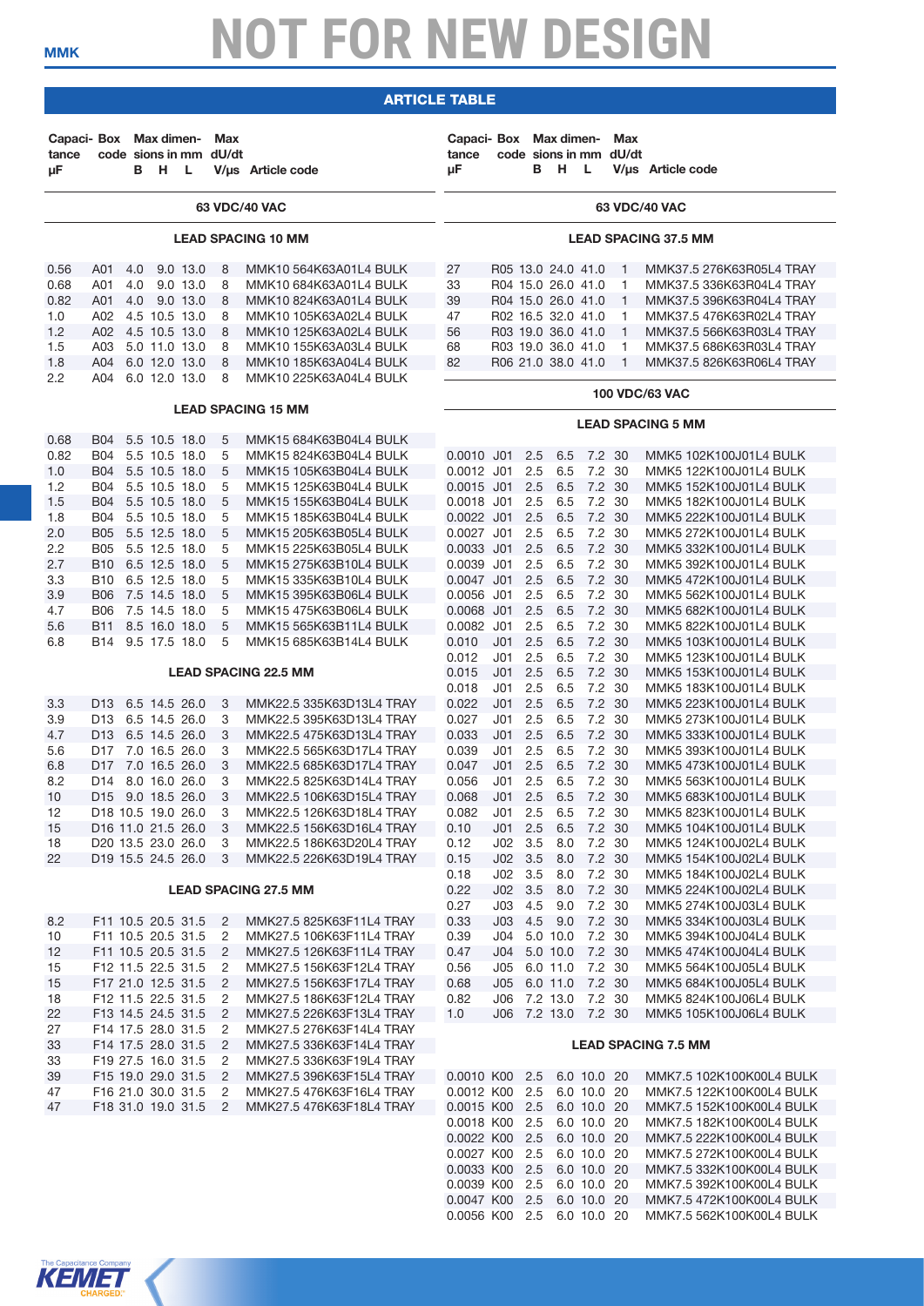# NOT FOR NEW DESIGN

MMK

## ARTICLE TABLE

### 63 VDC/40 VAC

#### LEAD SPACING 10 MM

| Capacitance µF | Box code | B | H | L | Max dU/dt V/µs | Article code |
|---|---|---|---|---|---|---|
| 0.56 | A01 | 4.0 | 9.0 | 13.0 | 8 | MMK10 564K63A01L4 BULK |
| 0.68 | A01 | 4.0 | 9.0 | 13.0 | 8 | MMK10 684K63A01L4 BULK |
| 0.82 | A01 | 4.0 | 9.0 | 13.0 | 8 | MMK10 824K63A01L4 BULK |
| 1.0 | A02 | 4.5 | 10.5 | 13.0 | 8 | MMK10 105K63A02L4 BULK |
| 1.2 | A02 | 4.5 | 10.5 | 13.0 | 8 | MMK10 125K63A02L4 BULK |
| 1.5 | A03 | 5.0 | 11.0 | 13.0 | 8 | MMK10 155K63A03L4 BULK |
| 1.8 | A04 | 6.0 | 12.0 | 13.0 | 8 | MMK10 185K63A04L4 BULK |
| 2.2 | A04 | 6.0 | 12.0 | 13.0 | 8 | MMK10 225K63A04L4 BULK |

#### LEAD SPACING 15 MM

| Capacitance µF | Box code | B | H | L | Max dU/dt V/µs | Article code |
|---|---|---|---|---|---|---|
| 0.68 | B04 | 5.5 | 10.5 | 18.0 | 5 | MMK15 684K63B04L4 BULK |
| 0.82 | B04 | 5.5 | 10.5 | 18.0 | 5 | MMK15 824K63B04L4 BULK |
| 1.0 | B04 | 5.5 | 10.5 | 18.0 | 5 | MMK15 105K63B04L4 BULK |
| 1.2 | B04 | 5.5 | 10.5 | 18.0 | 5 | MMK15 125K63B04L4 BULK |
| 1.5 | B04 | 5.5 | 10.5 | 18.0 | 5 | MMK15 155K63B04L4 BULK |
| 1.8 | B04 | 5.5 | 10.5 | 18.0 | 5 | MMK15 185K63B04L4 BULK |
| 2.0 | B05 | 5.5 | 12.5 | 18.0 | 5 | MMK15 205K63B05L4 BULK |
| 2.2 | B05 | 5.5 | 12.5 | 18.0 | 5 | MMK15 225K63B05L4 BULK |
| 2.7 | B10 | 6.5 | 12.5 | 18.0 | 5 | MMK15 275K63B10L4 BULK |
| 3.3 | B10 | 6.5 | 12.5 | 18.0 | 5 | MMK15 335K63B10L4 BULK |
| 3.9 | B06 | 7.5 | 14.5 | 18.0 | 5 | MMK15 395K63B06L4 BULK |
| 4.7 | B06 | 7.5 | 14.5 | 18.0 | 5 | MMK15 475K63B06L4 BULK |
| 5.6 | B11 | 8.5 | 16.0 | 18.0 | 5 | MMK15 565K63B11L4 BULK |
| 6.8 | B14 | 9.5 | 17.5 | 18.0 | 5 | MMK15 685K63B14L4 BULK |

#### LEAD SPACING 22.5 MM

| Capacitance µF | Box code | B | H | L | Max dU/dt V/µs | Article code |
|---|---|---|---|---|---|---|
| 3.3 | D13 | 6.5 | 14.5 | 26.0 | 3 | MMK22.5 335K63D13L4 TRAY |
| 3.9 | D13 | 6.5 | 14.5 | 26.0 | 3 | MMK22.5 395K63D13L4 TRAY |
| 4.7 | D13 | 6.5 | 14.5 | 26.0 | 3 | MMK22.5 475K63D13L4 TRAY |
| 5.6 | D17 | 7.0 | 16.5 | 26.0 | 3 | MMK22.5 565K63D17L4 TRAY |
| 6.8 | D17 | 7.0 | 16.5 | 26.0 | 3 | MMK22.5 685K63D17L4 TRAY |
| 8.2 | D14 | 8.0 | 16.0 | 26.0 | 3 | MMK22.5 825K63D14L4 TRAY |
| 10 | D15 | 9.0 | 18.5 | 26.0 | 3 | MMK22.5 106K63D15L4 TRAY |
| 12 | D18 | 10.5 | 19.0 | 26.0 | 3 | MMK22.5 126K63D18L4 TRAY |
| 15 | D16 | 11.0 | 21.5 | 26.0 | 3 | MMK22.5 156K63D16L4 TRAY |
| 18 | D20 | 13.5 | 23.0 | 26.0 | 3 | MMK22.5 186K63D20L4 TRAY |
| 22 | D19 | 15.5 | 24.5 | 26.0 | 3 | MMK22.5 226K63D19L4 TRAY |

#### LEAD SPACING 27.5 MM

| Capacitance µF | Box code | B | H | L | Max dU/dt V/µs | Article code |
|---|---|---|---|---|---|---|
| 8.2 | F11 | 10.5 | 20.5 | 31.5 | 2 | MMK27.5 825K63F11L4 TRAY |
| 10 | F11 | 10.5 | 20.5 | 31.5 | 2 | MMK27.5 106K63F11L4 TRAY |
| 12 | F11 | 10.5 | 20.5 | 31.5 | 2 | MMK27.5 126K63F11L4 TRAY |
| 15 | F12 | 11.5 | 22.5 | 31.5 | 2 | MMK27.5 156K63F12L4 TRAY |
| 15 | F17 | 21.0 | 12.5 | 31.5 | 2 | MMK27.5 156K63F17L4 TRAY |
| 18 | F12 | 11.5 | 22.5 | 31.5 | 2 | MMK27.5 186K63F12L4 TRAY |
| 22 | F13 | 14.5 | 24.5 | 31.5 | 2 | MMK27.5 226K63F13L4 TRAY |
| 27 | F14 | 17.5 | 28.0 | 31.5 | 2 | MMK27.5 276K63F14L4 TRAY |
| 33 | F14 | 17.5 | 28.0 | 31.5 | 2 | MMK27.5 336K63F14L4 TRAY |
| 33 | F19 | 27.5 | 16.0 | 31.5 | 2 | MMK27.5 336K63F19L4 TRAY |
| 39 | F15 | 19.0 | 29.0 | 31.5 | 2 | MMK27.5 396K63F15L4 TRAY |
| 47 | F16 | 21.0 | 30.0 | 31.5 | 2 | MMK27.5 476K63F16L4 TRAY |
| 47 | F18 | 31.0 | 19.0 | 31.5 | 2 | MMK27.5 476K63F18L4 TRAY |

#### LEAD SPACING 37.5 MM

| Capacitance µF | Box code | B | H | L | Max dU/dt V/µs | Article code |
|---|---|---|---|---|---|---|
| 27 | R05 | 13.0 | 24.0 | 41.0 | 1 | MMK37.5 276K63R05L4 TRAY |
| 33 | R04 | 15.0 | 26.0 | 41.0 | 1 | MMK37.5 336K63R04L4 TRAY |
| 39 | R04 | 15.0 | 26.0 | 41.0 | 1 | MMK37.5 396K63R04L4 TRAY |
| 47 | R02 | 16.5 | 32.0 | 41.0 | 1 | MMK37.5 476K63R02L4 TRAY |
| 56 | R03 | 19.0 | 36.0 | 41.0 | 1 | MMK37.5 566K63R03L4 TRAY |
| 68 | R03 | 19.0 | 36.0 | 41.0 | 1 | MMK37.5 686K63R03L4 TRAY |
| 82 | R06 | 21.0 | 38.0 | 41.0 | 1 | MMK37.5 826K63R06L4 TRAY |

### 100 VDC/63 VAC

#### LEAD SPACING 5 MM

| Capacitance µF | Box code | B | H | L | Max dU/dt V/µs | Article code |
|---|---|---|---|---|---|---|
| 0.0010 | J01 | 2.5 | 6.5 | 7.2 | 30 | MMK5 102K100J01L4 BULK |
| 0.0012 | J01 | 2.5 | 6.5 | 7.2 | 30 | MMK5 122K100J01L4 BULK |
| 0.0015 | J01 | 2.5 | 6.5 | 7.2 | 30 | MMK5 152K100J01L4 BULK |
| 0.0018 | J01 | 2.5 | 6.5 | 7.2 | 30 | MMK5 182K100J01L4 BULK |
| 0.0022 | J01 | 2.5 | 6.5 | 7.2 | 30 | MMK5 222K100J01L4 BULK |
| 0.0027 | J01 | 2.5 | 6.5 | 7.2 | 30 | MMK5 272K100J01L4 BULK |
| 0.0033 | J01 | 2.5 | 6.5 | 7.2 | 30 | MMK5 332K100J01L4 BULK |
| 0.0039 | J01 | 2.5 | 6.5 | 7.2 | 30 | MMK5 392K100J01L4 BULK |
| 0.0047 | J01 | 2.5 | 6.5 | 7.2 | 30 | MMK5 472K100J01L4 BULK |
| 0.0056 | J01 | 2.5 | 6.5 | 7.2 | 30 | MMK5 562K100J01L4 BULK |
| 0.0068 | J01 | 2.5 | 6.5 | 7.2 | 30 | MMK5 682K100J01L4 BULK |
| 0.0082 | J01 | 2.5 | 6.5 | 7.2 | 30 | MMK5 822K100J01L4 BULK |
| 0.010 | J01 | 2.5 | 6.5 | 7.2 | 30 | MMK5 103K100J01L4 BULK |
| 0.012 | J01 | 2.5 | 6.5 | 7.2 | 30 | MMK5 123K100J01L4 BULK |
| 0.015 | J01 | 2.5 | 6.5 | 7.2 | 30 | MMK5 153K100J01L4 BULK |
| 0.018 | J01 | 2.5 | 6.5 | 7.2 | 30 | MMK5 183K100J01L4 BULK |
| 0.022 | J01 | 2.5 | 6.5 | 7.2 | 30 | MMK5 223K100J01L4 BULK |
| 0.027 | J01 | 2.5 | 6.5 | 7.2 | 30 | MMK5 273K100J01L4 BULK |
| 0.033 | J01 | 2.5 | 6.5 | 7.2 | 30 | MMK5 333K100J01L4 BULK |
| 0.039 | J01 | 2.5 | 6.5 | 7.2 | 30 | MMK5 393K100J01L4 BULK |
| 0.047 | J01 | 2.5 | 6.5 | 7.2 | 30 | MMK5 473K100J01L4 BULK |
| 0.056 | J01 | 2.5 | 6.5 | 7.2 | 30 | MMK5 563K100J01L4 BULK |
| 0.068 | J01 | 2.5 | 6.5 | 7.2 | 30 | MMK5 683K100J01L4 BULK |
| 0.082 | J01 | 2.5 | 6.5 | 7.2 | 30 | MMK5 823K100J01L4 BULK |
| 0.10 | J01 | 2.5 | 6.5 | 7.2 | 30 | MMK5 104K100J01L4 BULK |
| 0.12 | J02 | 3.5 | 8.0 | 7.2 | 30 | MMK5 124K100J02L4 BULK |
| 0.15 | J02 | 3.5 | 8.0 | 7.2 | 30 | MMK5 154K100J02L4 BULK |
| 0.18 | J02 | 3.5 | 8.0 | 7.2 | 30 | MMK5 184K100J02L4 BULK |
| 0.22 | J02 | 3.5 | 8.0 | 7.2 | 30 | MMK5 224K100J02L4 BULK |
| 0.27 | J03 | 4.5 | 9.0 | 7.2 | 30 | MMK5 274K100J03L4 BULK |
| 0.33 | J03 | 4.5 | 9.0 | 7.2 | 30 | MMK5 334K100J03L4 BULK |
| 0.39 | J04 | 5.0 | 10.0 | 7.2 | 30 | MMK5 394K100J04L4 BULK |
| 0.47 | J04 | 5.0 | 10.0 | 7.2 | 30 | MMK5 474K100J04L4 BULK |
| 0.56 | J05 | 6.0 | 11.0 | 7.2 | 30 | MMK5 564K100J05L4 BULK |
| 0.68 | J05 | 6.0 | 11.0 | 7.2 | 30 | MMK5 684K100J05L4 BULK |
| 0.82 | J06 | 7.2 | 13.0 | 7.2 | 30 | MMK5 824K100J06L4 BULK |
| 1.0 | J06 | 7.2 | 13.0 | 7.2 | 30 | MMK5 105K100J06L4 BULK |

#### LEAD SPACING 7.5 MM

| Capacitance µF | Box code | B | H | L | Max dU/dt V/µs | Article code |
|---|---|---|---|---|---|---|
| 0.0010 | K00 | 2.5 | 6.0 | 10.0 | 20 | MMK7.5 102K100K00L4 BULK |
| 0.0012 | K00 | 2.5 | 6.0 | 10.0 | 20 | MMK7.5 122K100K00L4 BULK |
| 0.0015 | K00 | 2.5 | 6.0 | 10.0 | 20 | MMK7.5 152K100K00L4 BULK |
| 0.0018 | K00 | 2.5 | 6.0 | 10.0 | 20 | MMK7.5 182K100K00L4 BULK |
| 0.0022 | K00 | 2.5 | 6.0 | 10.0 | 20 | MMK7.5 222K100K00L4 BULK |
| 0.0027 | K00 | 2.5 | 6.0 | 10.0 | 20 | MMK7.5 272K100K00L4 BULK |
| 0.0033 | K00 | 2.5 | 6.0 | 10.0 | 20 | MMK7.5 332K100K00L4 BULK |
| 0.0039 | K00 | 2.5 | 6.0 | 10.0 | 20 | MMK7.5 392K100K00L4 BULK |
| 0.0047 | K00 | 2.5 | 6.0 | 10.0 | 20 | MMK7.5 472K100K00L4 BULK |
| 0.0056 | K00 | 2.5 | 6.0 | 10.0 | 20 | MMK7.5 562K100K00L4 BULK |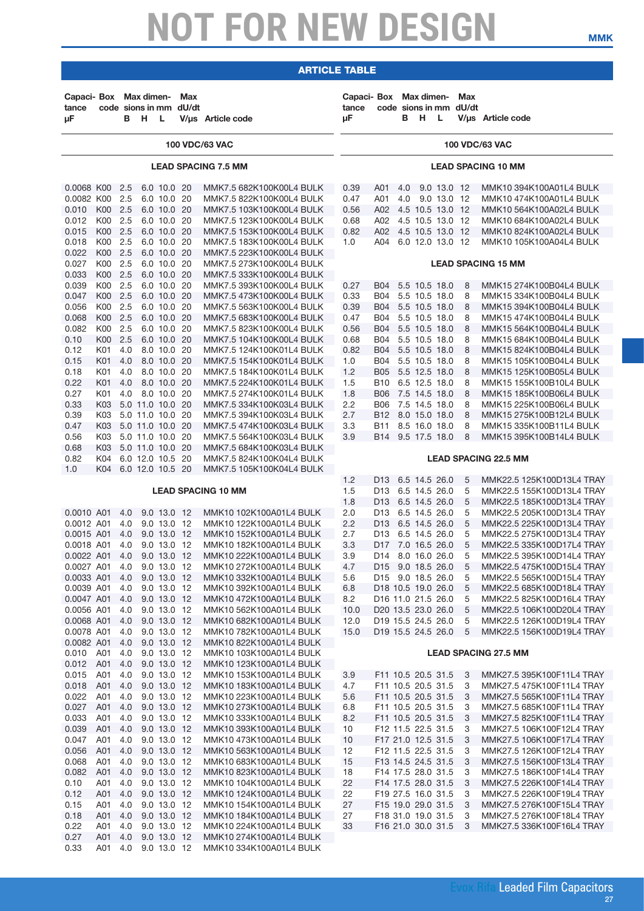# NOT FOR NEW DESIGN

MMK

## ARTICLE TABLE

| Capacitance µF | Box code | B | H | L | Max dU/dt V/µs | Article code |
|---|---|---|---|---|---|---|
| | | Max dimensions in mm | | | | |
| **100 VDC/63 VAC** | | | | | | |
| **LEAD SPACING 7.5 MM** | | | | | | |
| 0.0068 | K00 | 2.5 | 6.0 | 10.0 | 20 | MMK7.5 682K100K00L4 BULK |
| 0.0082 | K00 | 2.5 | 6.0 | 10.0 | 20 | MMK7.5 822K100K00L4 BULK |
| 0.010 | K00 | 2.5 | 6.0 | 10.0 | 20 | MMK7.5 103K100K00L4 BULK |
| 0.012 | K00 | 2.5 | 6.0 | 10.0 | 20 | MMK7.5 123K100K00L4 BULK |
| 0.015 | K00 | 2.5 | 6.0 | 10.0 | 20 | MMK7.5 153K100K00L4 BULK |
| 0.018 | K00 | 2.5 | 6.0 | 10.0 | 20 | MMK7.5 183K100K00L4 BULK |
| 0.022 | K00 | 2.5 | 6.0 | 10.0 | 20 | MMK7.5 223K100K00L4 BULK |
| 0.027 | K00 | 2.5 | 6.0 | 10.0 | 20 | MMK7.5 273K100K00L4 BULK |
| 0.033 | K00 | 2.5 | 6.0 | 10.0 | 20 | MMK7.5 333K100K00L4 BULK |
| 0.039 | K00 | 2.5 | 6.0 | 10.0 | 20 | MMK7.5 393K100K00L4 BULK |
| 0.047 | K00 | 2.5 | 6.0 | 10.0 | 20 | MMK7.5 473K100K00L4 BULK |
| 0.056 | K00 | 2.5 | 6.0 | 10.0 | 20 | MMK7.5 563K100K00L4 BULK |
| 0.068 | K00 | 2.5 | 6.0 | 10.0 | 20 | MMK7.5 683K100K00L4 BULK |
| 0.082 | K00 | 2.5 | 6.0 | 10.0 | 20 | MMK7.5 823K100K00L4 BULK |
| 0.10 | K00 | 2.5 | 6.0 | 10.0 | 20 | MMK7.5 104K100K00L4 BULK |
| 0.12 | K01 | 4.0 | 8.0 | 10.0 | 20 | MMK7.5 124K100K01L4 BULK |
| 0.15 | K01 | 4.0 | 8.0 | 10.0 | 20 | MMK7.5 154K100K01L4 BULK |
| 0.18 | K01 | 4.0 | 8.0 | 10.0 | 20 | MMK7.5 184K100K01L4 BULK |
| 0.22 | K01 | 4.0 | 8.0 | 10.0 | 20 | MMK7.5 224K100K01L4 BULK |
| 0.27 | K01 | 4.0 | 8.0 | 10.0 | 20 | MMK7.5 274K100K01L4 BULK |
| 0.33 | K03 | 5.0 | 11.0 | 10.0 | 20 | MMK7.5 334K100K03L4 BULK |
| 0.39 | K03 | 5.0 | 11.0 | 10.0 | 20 | MMK7.5 394K100K03L4 BULK |
| 0.47 | K03 | 5.0 | 11.0 | 10.0 | 20 | MMK7.5 474K100K03L4 BULK |
| 0.56 | K03 | 5.0 | 11.0 | 10.0 | 20 | MMK7.5 564K100K03L4 BULK |
| 0.68 | K03 | 5.0 | 11.0 | 10.0 | 20 | MMK7.5 684K100K03L4 BULK |
| 0.82 | K04 | 6.0 | 12.0 | 10.5 | 20 | MMK7.5 824K100K04L4 BULK |
| 1.0 | K04 | 6.0 | 12.0 | 10.5 | 20 | MMK7.5 105K100K04L4 BULK |
| **LEAD SPACING 10 MM** | | | | | | |
| 0.0010 | A01 | 4.0 | 9.0 | 13.0 | 12 | MMK10 102K100A01L4 BULK |
| 0.0012 | A01 | 4.0 | 9.0 | 13.0 | 12 | MMK10 122K100A01L4 BULK |
| 0.0015 | A01 | 4.0 | 9.0 | 13.0 | 12 | MMK10 152K100A01L4 BULK |
| 0.0018 | A01 | 4.0 | 9.0 | 13.0 | 12 | MMK10 182K100A01L4 BULK |
| 0.0022 | A01 | 4.0 | 9.0 | 13.0 | 12 | MMK10 222K100A01L4 BULK |
| 0.0027 | A01 | 4.0 | 9.0 | 13.0 | 12 | MMK10 272K100A01L4 BULK |
| 0.0033 | A01 | 4.0 | 9.0 | 13.0 | 12 | MMK10 332K100A01L4 BULK |
| 0.0039 | A01 | 4.0 | 9.0 | 13.0 | 12 | MMK10 392K100A01L4 BULK |
| 0.0047 | A01 | 4.0 | 9.0 | 13.0 | 12 | MMK10 472K100A01L4 BULK |
| 0.0056 | A01 | 4.0 | 9.0 | 13.0 | 12 | MMK10 562K100A01L4 BULK |
| 0.0068 | A01 | 4.0 | 9.0 | 13.0 | 12 | MMK10 682K100A01L4 BULK |
| 0.0078 | A01 | 4.0 | 9.0 | 13.0 | 12 | MMK10 782K100A01L4 BULK |
| 0.0082 | A01 | 4.0 | 9.0 | 13.0 | 12 | MMK10 822K100A01L4 BULK |
| 0.010 | A01 | 4.0 | 9.0 | 13.0 | 12 | MMK10 103K100A01L4 BULK |
| 0.012 | A01 | 4.0 | 9.0 | 13.0 | 12 | MMK10 123K100A01L4 BULK |
| 0.015 | A01 | 4.0 | 9.0 | 13.0 | 12 | MMK10 153K100A01L4 BULK |
| 0.018 | A01 | 4.0 | 9.0 | 13.0 | 12 | MMK10 183K100A01L4 BULK |
| 0.022 | A01 | 4.0 | 9.0 | 13.0 | 12 | MMK10 223K100A01L4 BULK |
| 0.027 | A01 | 4.0 | 9.0 | 13.0 | 12 | MMK10 273K100A01L4 BULK |
| 0.033 | A01 | 4.0 | 9.0 | 13.0 | 12 | MMK10 333K100A01L4 BULK |
| 0.039 | A01 | 4.0 | 9.0 | 13.0 | 12 | MMK10 393K100A01L4 BULK |
| 0.047 | A01 | 4.0 | 9.0 | 13.0 | 12 | MMK10 473K100A01L4 BULK |
| 0.056 | A01 | 4.0 | 9.0 | 13.0 | 12 | MMK10 563K100A01L4 BULK |
| 0.068 | A01 | 4.0 | 9.0 | 13.0 | 12 | MMK10 683K100A01L4 BULK |
| 0.082 | A01 | 4.0 | 9.0 | 13.0 | 12 | MMK10 823K100A01L4 BULK |
| 0.10 | A01 | 4.0 | 9.0 | 13.0 | 12 | MMK10 104K100A01L4 BULK |
| 0.12 | A01 | 4.0 | 9.0 | 13.0 | 12 | MMK10 124K100A01L4 BULK |
| 0.15 | A01 | 4.0 | 9.0 | 13.0 | 12 | MMK10 154K100A01L4 BULK |
| 0.18 | A01 | 4.0 | 9.0 | 13.0 | 12 | MMK10 184K100A01L4 BULK |
| 0.22 | A01 | 4.0 | 9.0 | 13.0 | 12 | MMK10 224K100A01L4 BULK |
| 0.27 | A01 | 4.0 | 9.0 | 13.0 | 12 | MMK10 274K100A01L4 BULK |
| 0.33 | A01 | 4.0 | 9.0 | 13.0 | 12 | MMK10 334K100A01L4 BULK |

| Capacitance µF | Box code | B | H | L | Max dU/dt V/µs | Article code |
|---|---|---|---|---|---|---|
| | | Max dimensions in mm | | | | |
| **100 VDC/63 VAC** | | | | | | |
| **LEAD SPACING 10 MM** | | | | | | |
| 0.39 | A01 | 4.0 | 9.0 | 13.0 | 12 | MMK10 394K100A01L4 BULK |
| 0.47 | A01 | 4.0 | 9.0 | 13.0 | 12 | MMK10 474K100A01L4 BULK |
| 0.56 | A02 | 4.5 | 10.5 | 13.0 | 12 | MMK10 564K100A02L4 BULK |
| 0.68 | A02 | 4.5 | 10.5 | 13.0 | 12 | MMK10 684K100A02L4 BULK |
| 0.82 | A02 | 4.5 | 10.5 | 13.0 | 12 | MMK10 824K100A02L4 BULK |
| 1.0 | A04 | 6.0 | 12.0 | 13.0 | 12 | MMK10 105K100A04L4 BULK |
| **LEAD SPACING 15 MM** | | | | | | |
| 0.27 | B04 | 5.5 | 10.5 | 18.0 | 8 | MMK15 274K100B04L4 BULK |
| 0.33 | B04 | 5.5 | 10.5 | 18.0 | 8 | MMK15 334K100B04L4 BULK |
| 0.39 | B04 | 5.5 | 10.5 | 18.0 | 8 | MMK15 394K100B04L4 BULK |
| 0.47 | B04 | 5.5 | 10.5 | 18.0 | 8 | MMK15 474K100B04L4 BULK |
| 0.56 | B04 | 5.5 | 10.5 | 18.0 | 8 | MMK15 564K100B04L4 BULK |
| 0.68 | B04 | 5.5 | 10.5 | 18.0 | 8 | MMK15 684K100B04L4 BULK |
| 0.82 | B04 | 5.5 | 10.5 | 18.0 | 8 | MMK15 824K100B04L4 BULK |
| 1.0 | B04 | 5.5 | 10.5 | 18.0 | 8 | MMK15 105K100B04L4 BULK |
| 1.2 | B05 | 5.5 | 12.5 | 18.0 | 8 | MMK15 125K100B05L4 BULK |
| 1.5 | B10 | 6.5 | 12.5 | 18.0 | 8 | MMK15 155K100B10L4 BULK |
| 1.8 | B06 | 7.5 | 14.5 | 18.0 | 8 | MMK15 185K100B06L4 BULK |
| 2.2 | B06 | 7.5 | 14.5 | 18.0 | 8 | MMK15 225K100B06L4 BULK |
| 2.7 | B12 | 8.0 | 15.0 | 18.0 | 8 | MMK15 275K100B12L4 BULK |
| 3.3 | B11 | 8.5 | 16.0 | 18.0 | 8 | MMK15 335K100B11L4 BULK |
| 3.9 | B14 | 9.5 | 17.5 | 18.0 | 8 | MMK15 395K100B14L4 BULK |
| **LEAD SPACING 22.5 MM** | | | | | | |
| 1.2 | D13 | 6.5 | 14.5 | 26.0 | 5 | MMK22.5 125K100D13L4 TRAY |
| 1.5 | D13 | 6.5 | 14.5 | 26.0 | 5 | MMK22.5 155K100D13L4 TRAY |
| 1.8 | D13 | 6.5 | 14.5 | 26.0 | 5 | MMK22.5 185K100D13L4 TRAY |
| 2.0 | D13 | 6.5 | 14.5 | 26.0 | 5 | MMK22.5 205K100D13L4 TRAY |
| 2.2 | D13 | 6.5 | 14.5 | 26.0 | 5 | MMK22.5 225K100D13L4 TRAY |
| 2.7 | D13 | 6.5 | 14.5 | 26.0 | 5 | MMK22.5 275K100D13L4 TRAY |
| 3.3 | D17 | 7.0 | 16.5 | 26.0 | 5 | MMK22.5 335K100D17L4 TRAY |
| 3.9 | D14 | 8.0 | 16.0 | 26.0 | 5 | MMK22.5 395K100D14L4 TRAY |
| 4.7 | D15 | 9.0 | 18.5 | 26.0 | 5 | MMK22.5 475K100D15L4 TRAY |
| 5.6 | D15 | 9.0 | 18.5 | 26.0 | 5 | MMK22.5 565K100D15L4 TRAY |
| 6.8 | D18 | 10.5 | 19.0 | 26.0 | 5 | MMK22.5 685K100D18L4 TRAY |
| 8.2 | D16 | 11.0 | 21.5 | 26.0 | 5 | MMK22.5 825K100D16L4 TRAY |
| 10.0 | D20 | 13.5 | 23.0 | 26.0 | 5 | MMK22.5 106K100D20L4 TRAY |
| 12.0 | D19 | 15.5 | 24.5 | 26.0 | 5 | MMK22.5 126K100D19L4 TRAY |
| 15.0 | D19 | 15.5 | 24.5 | 26.0 | 5 | MMK22.5 156K100D19L4 TRAY |
| **LEAD SPACING 27.5 MM** | | | | | | |
| 3.9 | F11 | 10.5 | 20.5 | 31.5 | 3 | MMK27.5 395K100F11L4 TRAY |
| 4.7 | F11 | 10.5 | 20.5 | 31.5 | 3 | MMK27.5 475K100F11L4 TRAY |
| 5.6 | F11 | 10.5 | 20.5 | 31.5 | 3 | MMK27.5 565K100F11L4 TRAY |
| 6.8 | F11 | 10.5 | 20.5 | 31.5 | 3 | MMK27.5 685K100F11L4 TRAY |
| 8.2 | F11 | 10.5 | 20.5 | 31.5 | 3 | MMK27.5 825K100F11L4 TRAY |
| 10 | F12 | 11.5 | 22.5 | 31.5 | 3 | MMK27.5 106K100F12L4 TRAY |
| 10 | F17 | 21.0 | 12.5 | 31.5 | 3 | MMK27.5 106K100F17L4 TRAY |
| 12 | F12 | 11.5 | 22.5 | 31.5 | 3 | MMK27.5 126K100F12L4 TRAY |
| 15 | F13 | 14.5 | 24.5 | 31.5 | 3 | MMK27.5 156K100F13L4 TRAY |
| 18 | F14 | 17.5 | 28.0 | 31.5 | 3 | MMK27.5 186K100F14L4 TRAY |
| 22 | F14 | 17.5 | 28.0 | 31.5 | 3 | MMK27.5 226K100F14L4 TRAY |
| 22 | F19 | 27.5 | 16.0 | 31.5 | 3 | MMK27.5 226K100F19L4 TRAY |
| 27 | F15 | 19.0 | 29.0 | 31.5 | 3 | MMK27.5 276K100F15L4 TRAY |
| 27 | F18 | 31.0 | 19.0 | 31.5 | 3 | MMK27.5 276K100F18L4 TRAY |
| 33 | F16 | 21.0 | 30.0 | 31.5 | 3 | MMK27.5 336K100F16L4 TRAY |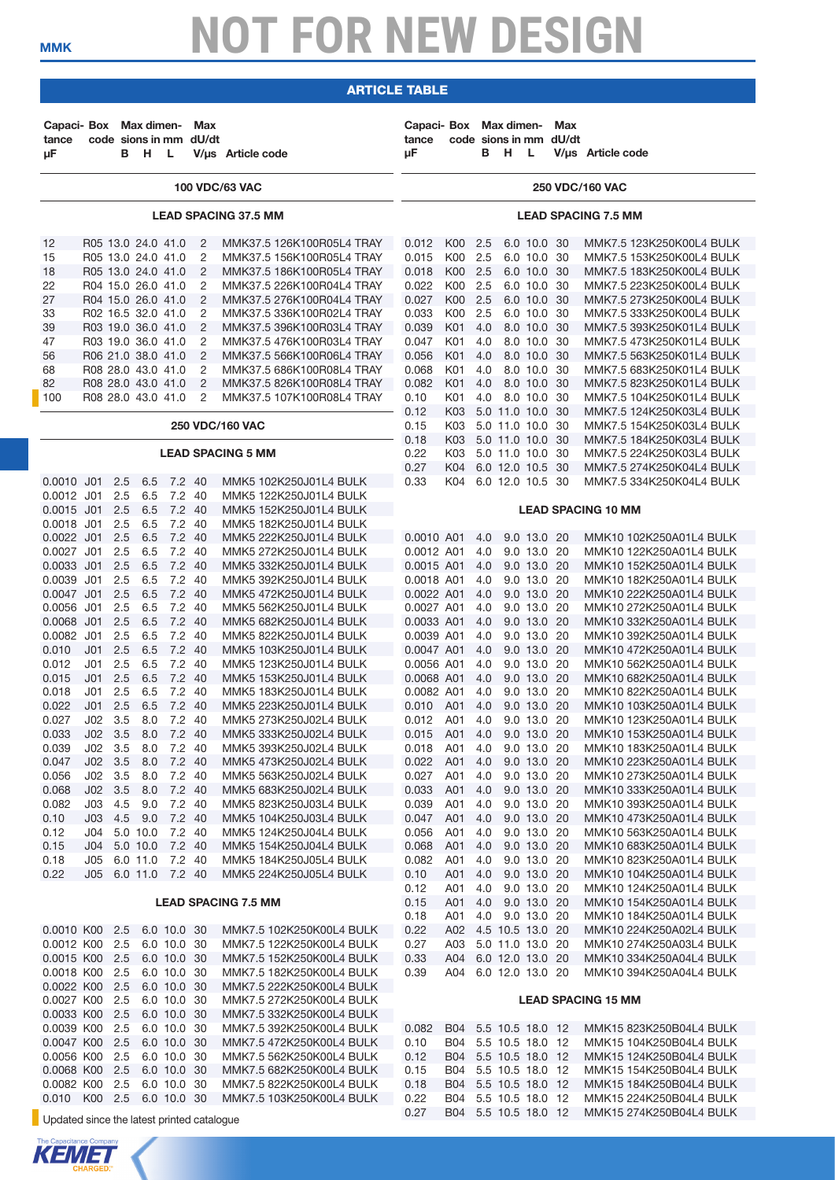# NOT FOR NEW DESIGN

## ARTICLE TABLE

| Capacitance µF | Box code | B | H | L | Max dU/dt V/µs | Article code |
|---|---|---|---|---|---|---|
| **100 VDC/63 VAC** | | | | | | |
| **LEAD SPACING 37.5 MM** | | | | | | |
| 12 | R05 | 13.0 | 24.0 | 41.0 | 2 | MMK37.5 126K100R05L4 TRAY |
| 15 | R05 | 13.0 | 24.0 | 41.0 | 2 | MMK37.5 156K100R05L4 TRAY |
| 18 | R05 | 13.0 | 24.0 | 41.0 | 2 | MMK37.5 186K100R05L4 TRAY |
| 22 | R04 | 15.0 | 26.0 | 41.0 | 2 | MMK37.5 226K100R04L4 TRAY |
| 27 | R04 | 15.0 | 26.0 | 41.0 | 2 | MMK37.5 276K100R04L4 TRAY |
| 33 | R02 | 16.5 | 32.0 | 41.0 | 2 | MMK37.5 336K100R02L4 TRAY |
| 39 | R03 | 19.0 | 36.0 | 41.0 | 2 | MMK37.5 396K100R03L4 TRAY |
| 47 | R03 | 19.0 | 36.0 | 41.0 | 2 | MMK37.5 476K100R03L4 TRAY |
| 56 | R06 | 21.0 | 38.0 | 41.0 | 2 | MMK37.5 566K100R06L4 TRAY |
| 68 | R08 | 28.0 | 43.0 | 41.0 | 2 | MMK37.5 686K100R08L4 TRAY |
| 82 | R08 | 28.0 | 43.0 | 41.0 | 2 | MMK37.5 826K100R08L4 TRAY |
| 100 | R08 | 28.0 | 43.0 | 41.0 | 2 | MMK37.5 107K100R08L4 TRAY |
| **250 VDC/160 VAC** | | | | | | |
| **LEAD SPACING 5 MM** | | | | | | |
| 0.0010 | J01 | 2.5 | 6.5 | 7.2 | 40 | MMK5 102K250J01L4 BULK |
| 0.0012 | J01 | 2.5 | 6.5 | 7.2 | 40 | MMK5 122K250J01L4 BULK |
| 0.0015 | J01 | 2.5 | 6.5 | 7.2 | 40 | MMK5 152K250J01L4 BULK |
| 0.0018 | J01 | 2.5 | 6.5 | 7.2 | 40 | MMK5 182K250J01L4 BULK |
| 0.0022 | J01 | 2.5 | 6.5 | 7.2 | 40 | MMK5 222K250J01L4 BULK |
| 0.0027 | J01 | 2.5 | 6.5 | 7.2 | 40 | MMK5 272K250J01L4 BULK |
| 0.0033 | J01 | 2.5 | 6.5 | 7.2 | 40 | MMK5 332K250J01L4 BULK |
| 0.0039 | J01 | 2.5 | 6.5 | 7.2 | 40 | MMK5 392K250J01L4 BULK |
| 0.0047 | J01 | 2.5 | 6.5 | 7.2 | 40 | MMK5 472K250J01L4 BULK |
| 0.0056 | J01 | 2.5 | 6.5 | 7.2 | 40 | MMK5 562K250J01L4 BULK |
| 0.0068 | J01 | 2.5 | 6.5 | 7.2 | 40 | MMK5 682K250J01L4 BULK |
| 0.0082 | J01 | 2.5 | 6.5 | 7.2 | 40 | MMK5 822K250J01L4 BULK |
| 0.010 | J01 | 2.5 | 6.5 | 7.2 | 40 | MMK5 103K250J01L4 BULK |
| 0.012 | J01 | 2.5 | 6.5 | 7.2 | 40 | MMK5 123K250J01L4 BULK |
| 0.015 | J01 | 2.5 | 6.5 | 7.2 | 40 | MMK5 153K250J01L4 BULK |
| 0.018 | J01 | 2.5 | 6.5 | 7.2 | 40 | MMK5 183K250J01L4 BULK |
| 0.022 | J01 | 2.5 | 6.5 | 7.2 | 40 | MMK5 223K250J01L4 BULK |
| 0.027 | J02 | 3.5 | 8.0 | 7.2 | 40 | MMK5 273K250J02L4 BULK |
| 0.033 | J02 | 3.5 | 8.0 | 7.2 | 40 | MMK5 333K250J02L4 BULK |
| 0.039 | J02 | 3.5 | 8.0 | 7.2 | 40 | MMK5 393K250J02L4 BULK |
| 0.047 | J02 | 3.5 | 8.0 | 7.2 | 40 | MMK5 473K250J02L4 BULK |
| 0.056 | J02 | 3.5 | 8.0 | 7.2 | 40 | MMK5 563K250J02L4 BULK |
| 0.068 | J02 | 3.5 | 8.0 | 7.2 | 40 | MMK5 683K250J02L4 BULK |
| 0.082 | J03 | 4.5 | 9.0 | 7.2 | 40 | MMK5 823K250J03L4 BULK |
| 0.10 | J03 | 4.5 | 9.0 | 7.2 | 40 | MMK5 104K250J03L4 BULK |
| 0.12 | J04 | 5.0 | 10.0 | 7.2 | 40 | MMK5 124K250J04L4 BULK |
| 0.15 | J04 | 5.0 | 10.0 | 7.2 | 40 | MMK5 154K250J04L4 BULK |
| 0.18 | J05 | 6.0 | 11.0 | 7.2 | 40 | MMK5 184K250J05L4 BULK |
| 0.22 | J05 | 6.0 | 11.0 | 7.2 | 40 | MMK5 224K250J05L4 BULK |
| **LEAD SPACING 7.5 MM** | | | | | | |
| 0.0010 | K00 | 2.5 | 6.0 | 10.0 | 30 | MMK7.5 102K250K00L4 BULK |
| 0.0012 | K00 | 2.5 | 6.0 | 10.0 | 30 | MMK7.5 122K250K00L4 BULK |
| 0.0015 | K00 | 2.5 | 6.0 | 10.0 | 30 | MMK7.5 152K250K00L4 BULK |
| 0.0018 | K00 | 2.5 | 6.0 | 10.0 | 30 | MMK7.5 182K250K00L4 BULK |
| 0.0022 | K00 | 2.5 | 6.0 | 10.0 | 30 | MMK7.5 222K250K00L4 BULK |
| 0.0027 | K00 | 2.5 | 6.0 | 10.0 | 30 | MMK7.5 272K250K00L4 BULK |
| 0.0033 | K00 | 2.5 | 6.0 | 10.0 | 30 | MMK7.5 332K250K00L4 BULK |
| 0.0039 | K00 | 2.5 | 6.0 | 10.0 | 30 | MMK7.5 392K250K00L4 BULK |
| 0.0047 | K00 | 2.5 | 6.0 | 10.0 | 30 | MMK7.5 472K250K00L4 BULK |
| 0.0056 | K00 | 2.5 | 6.0 | 10.0 | 30 | MMK7.5 562K250K00L4 BULK |
| 0.0068 | K00 | 2.5 | 6.0 | 10.0 | 30 | MMK7.5 682K250K00L4 BULK |
| 0.0082 | K00 | 2.5 | 6.0 | 10.0 | 30 | MMK7.5 822K250K00L4 BULK |
| 0.010 | K00 | 2.5 | 6.0 | 10.0 | 30 | MMK7.5 103K250K00L4 BULK |
| 0.012 | K00 | 2.5 | 6.0 | 10.0 | 30 | MMK7.5 123K250K00L4 BULK |
| 0.015 | K00 | 2.5 | 6.0 | 10.0 | 30 | MMK7.5 153K250K00L4 BULK |
| 0.018 | K00 | 2.5 | 6.0 | 10.0 | 30 | MMK7.5 183K250K00L4 BULK |
| 0.022 | K00 | 2.5 | 6.0 | 10.0 | 30 | MMK7.5 223K250K00L4 BULK |
| 0.027 | K00 | 2.5 | 6.0 | 10.0 | 30 | MMK7.5 273K250K00L4 BULK |
| 0.033 | K00 | 2.5 | 6.0 | 10.0 | 30 | MMK7.5 333K250K00L4 BULK |
| 0.039 | K01 | 4.0 | 8.0 | 10.0 | 30 | MMK7.5 393K250K01L4 BULK |
| 0.047 | K01 | 4.0 | 8.0 | 10.0 | 30 | MMK7.5 473K250K01L4 BULK |
| 0.056 | K01 | 4.0 | 8.0 | 10.0 | 30 | MMK7.5 563K250K01L4 BULK |
| 0.068 | K01 | 4.0 | 8.0 | 10.0 | 30 | MMK7.5 683K250K01L4 BULK |
| 0.082 | K01 | 4.0 | 8.0 | 10.0 | 30 | MMK7.5 823K250K01L4 BULK |
| 0.10 | K01 | 4.0 | 8.0 | 10.0 | 30 | MMK7.5 104K250K01L4 BULK |
| 0.12 | K03 | 5.0 | 11.0 | 10.0 | 30 | MMK7.5 124K250K03L4 BULK |
| 0.15 | K03 | 5.0 | 11.0 | 10.0 | 30 | MMK7.5 154K250K03L4 BULK |
| 0.18 | K03 | 5.0 | 11.0 | 10.0 | 30 | MMK7.5 184K250K03L4 BULK |
| 0.22 | K03 | 5.0 | 11.0 | 10.0 | 30 | MMK7.5 224K250K03L4 BULK |
| 0.27 | K04 | 6.0 | 12.0 | 10.5 | 30 | MMK7.5 274K250K04L4 BULK |
| 0.33 | K04 | 6.0 | 12.0 | 10.5 | 30 | MMK7.5 334K250K04L4 BULK |
| **LEAD SPACING 10 MM** | | | | | | |
| 0.0010 | A01 | 4.0 | 9.0 | 13.0 | 20 | MMK10 102K250A01L4 BULK |
| 0.0012 | A01 | 4.0 | 9.0 | 13.0 | 20 | MMK10 122K250A01L4 BULK |
| 0.0015 | A01 | 4.0 | 9.0 | 13.0 | 20 | MMK10 152K250A01L4 BULK |
| 0.0018 | A01 | 4.0 | 9.0 | 13.0 | 20 | MMK10 182K250A01L4 BULK |
| 0.0022 | A01 | 4.0 | 9.0 | 13.0 | 20 | MMK10 222K250A01L4 BULK |
| 0.0027 | A01 | 4.0 | 9.0 | 13.0 | 20 | MMK10 272K250A01L4 BULK |
| 0.0033 | A01 | 4.0 | 9.0 | 13.0 | 20 | MMK10 332K250A01L4 BULK |
| 0.0039 | A01 | 4.0 | 9.0 | 13.0 | 20 | MMK10 392K250A01L4 BULK |
| 0.0047 | A01 | 4.0 | 9.0 | 13.0 | 20 | MMK10 472K250A01L4 BULK |
| 0.0056 | A01 | 4.0 | 9.0 | 13.0 | 20 | MMK10 562K250A01L4 BULK |
| 0.0068 | A01 | 4.0 | 9.0 | 13.0 | 20 | MMK10 682K250A01L4 BULK |
| 0.0082 | A01 | 4.0 | 9.0 | 13.0 | 20 | MMK10 822K250A01L4 BULK |
| 0.010 | A01 | 4.0 | 9.0 | 13.0 | 20 | MMK10 103K250A01L4 BULK |
| 0.012 | A01 | 4.0 | 9.0 | 13.0 | 20 | MMK10 123K250A01L4 BULK |
| 0.015 | A01 | 4.0 | 9.0 | 13.0 | 20 | MMK10 153K250A01L4 BULK |
| 0.018 | A01 | 4.0 | 9.0 | 13.0 | 20 | MMK10 183K250A01L4 BULK |
| 0.022 | A01 | 4.0 | 9.0 | 13.0 | 20 | MMK10 223K250A01L4 BULK |
| 0.027 | A01 | 4.0 | 9.0 | 13.0 | 20 | MMK10 273K250A01L4 BULK |
| 0.033 | A01 | 4.0 | 9.0 | 13.0 | 20 | MMK10 333K250A01L4 BULK |
| 0.039 | A01 | 4.0 | 9.0 | 13.0 | 20 | MMK10 393K250A01L4 BULK |
| 0.047 | A01 | 4.0 | 9.0 | 13.0 | 20 | MMK10 473K250A01L4 BULK |
| 0.056 | A01 | 4.0 | 9.0 | 13.0 | 20 | MMK10 563K250A01L4 BULK |
| 0.068 | A01 | 4.0 | 9.0 | 13.0 | 20 | MMK10 683K250A01L4 BULK |
| 0.082 | A01 | 4.0 | 9.0 | 13.0 | 20 | MMK10 823K250A01L4 BULK |
| 0.10 | A01 | 4.0 | 9.0 | 13.0 | 20 | MMK10 104K250A01L4 BULK |
| 0.12 | A01 | 4.0 | 9.0 | 13.0 | 20 | MMK10 124K250A01L4 BULK |
| 0.15 | A01 | 4.0 | 9.0 | 13.0 | 20 | MMK10 154K250A01L4 BULK |
| 0.18 | A01 | 4.0 | 9.0 | 13.0 | 20 | MMK10 184K250A01L4 BULK |
| 0.22 | A02 | 4.5 | 10.5 | 13.0 | 20 | MMK10 224K250A02L4 BULK |
| 0.27 | A03 | 5.0 | 11.0 | 13.0 | 20 | MMK10 274K250A03L4 BULK |
| 0.33 | A04 | 6.0 | 12.0 | 13.0 | 20 | MMK10 334K250A04L4 BULK |
| 0.39 | A04 | 6.0 | 12.0 | 13.0 | 20 | MMK10 394K250A04L4 BULK |
| **LEAD SPACING 15 MM** | | | | | | |
| 0.082 | B04 | 5.5 | 10.5 | 18.0 | 12 | MMK15 823K250B04L4 BULK |
| 0.10 | B04 | 5.5 | 10.5 | 18.0 | 12 | MMK15 104K250B04L4 BULK |
| 0.12 | B04 | 5.5 | 10.5 | 18.0 | 12 | MMK15 124K250B04L4 BULK |
| 0.15 | B04 | 5.5 | 10.5 | 18.0 | 12 | MMK15 154K250B04L4 BULK |
| 0.18 | B04 | 5.5 | 10.5 | 18.0 | 12 | MMK15 184K250B04L4 BULK |
| 0.22 | B04 | 5.5 | 10.5 | 18.0 | 12 | MMK15 224K250B04L4 BULK |
| 0.27 | B04 | 5.5 | 10.5 | 18.0 | 12 | MMK15 274K250B04L4 BULK |

B, H, L = Max dimensions in mm

Updated since the latest printed catalogue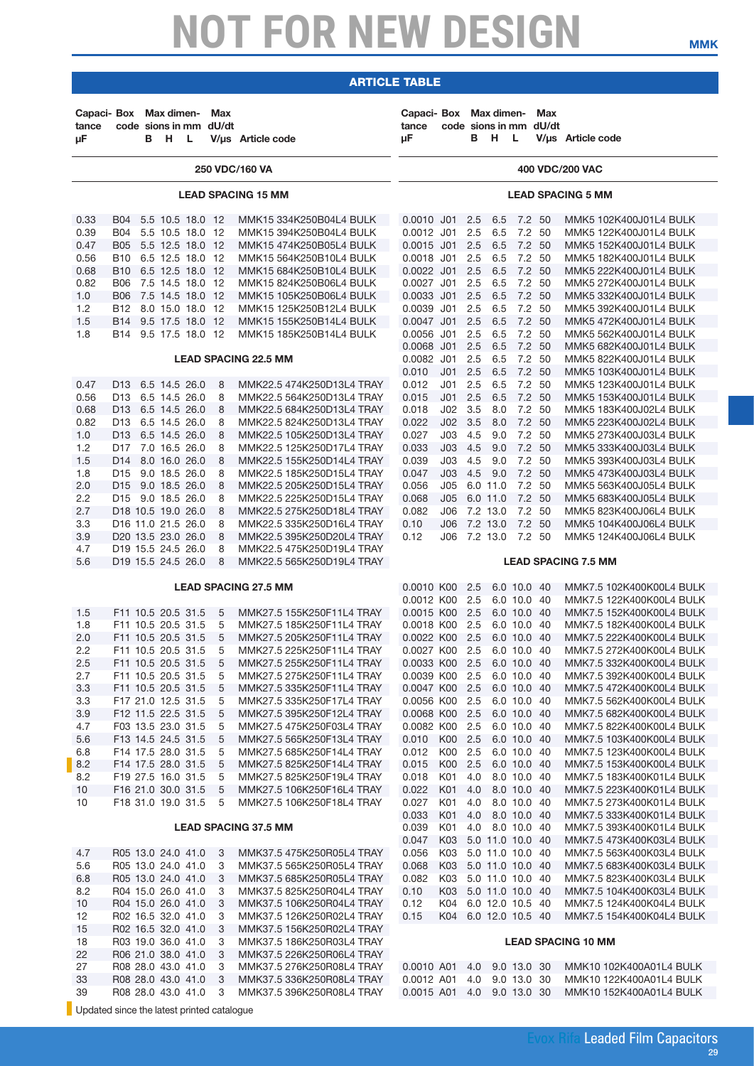# NOT FOR NEW DESIGN

## ARTICLE TABLE

### 250 VDC/160 VA

#### LEAD SPACING 15 MM

| Capacitance µF | Box code | B | H | L | Max dU/dt V/µs | Article code |
|---|---|---|---|---|---|---|
| 0.33 | B04 | 5.5 | 10.5 | 18.0 | 12 | MMK15 334K250B04L4 BULK |
| 0.39 | B04 | 5.5 | 10.5 | 18.0 | 12 | MMK15 394K250B04L4 BULK |
| 0.47 | B05 | 5.5 | 12.5 | 18.0 | 12 | MMK15 474K250B05L4 BULK |
| 0.56 | B10 | 6.5 | 12.5 | 18.0 | 12 | MMK15 564K250B10L4 BULK |
| 0.68 | B10 | 6.5 | 12.5 | 18.0 | 12 | MMK15 684K250B10L4 BULK |
| 0.82 | B06 | 7.5 | 14.5 | 18.0 | 12 | MMK15 824K250B06L4 BULK |
| 1.0 | B06 | 7.5 | 14.5 | 18.0 | 12 | MMK15 105K250B06L4 BULK |
| 1.2 | B12 | 8.0 | 15.0 | 18.0 | 12 | MMK15 125K250B12L4 BULK |
| 1.5 | B14 | 9.5 | 17.5 | 18.0 | 12 | MMK15 155K250B14L4 BULK |
| 1.8 | B14 | 9.5 | 17.5 | 18.0 | 12 | MMK15 185K250B14L4 BULK |

#### LEAD SPACING 22.5 MM

| Capacitance µF | Box code | B | H | L | Max dU/dt V/µs | Article code |
|---|---|---|---|---|---|---|
| 0.47 | D13 | 6.5 | 14.5 | 26.0 | 8 | MMK22.5 474K250D13L4 TRAY |
| 0.56 | D13 | 6.5 | 14.5 | 26.0 | 8 | MMK22.5 564K250D13L4 TRAY |
| 0.68 | D13 | 6.5 | 14.5 | 26.0 | 8 | MMK22.5 684K250D13L4 TRAY |
| 0.82 | D13 | 6.5 | 14.5 | 26.0 | 8 | MMK22.5 824K250D13L4 TRAY |
| 1.0 | D13 | 6.5 | 14.5 | 26.0 | 8 | MMK22.5 105K250D13L4 TRAY |
| 1.2 | D17 | 7.0 | 16.5 | 26.0 | 8 | MMK22.5 125K250D17L4 TRAY |
| 1.5 | D14 | 8.0 | 16.0 | 26.0 | 8 | MMK22.5 155K250D14L4 TRAY |
| 1.8 | D15 | 9.0 | 18.5 | 26.0 | 8 | MMK22.5 185K250D15L4 TRAY |
| 2.0 | D15 | 9.0 | 18.5 | 26.0 | 8 | MMK22.5 205K250D15L4 TRAY |
| 2.2 | D15 | 9.0 | 18.5 | 26.0 | 8 | MMK22.5 225K250D15L4 TRAY |
| 2.7 | D18 | 10.5 | 19.0 | 26.0 | 8 | MMK22.5 275K250D18L4 TRAY |
| 3.3 | D16 | 11.0 | 21.5 | 26.0 | 8 | MMK22.5 335K250D16L4 TRAY |
| 3.9 | D20 | 13.5 | 23.0 | 26.0 | 8 | MMK22.5 395K250D20L4 TRAY |
| 4.7 | D19 | 15.5 | 24.5 | 26.0 | 8 | MMK22.5 475K250D19L4 TRAY |
| 5.6 | D19 | 15.5 | 24.5 | 26.0 | 8 | MMK22.5 565K250D19L4 TRAY |

#### LEAD SPACING 27.5 MM

| Capacitance µF | Box code | B | H | L | Max dU/dt V/µs | Article code |
|---|---|---|---|---|---|---|
| 1.5 | F11 | 10.5 | 20.5 | 31.5 | 5 | MMK27.5 155K250F11L4 TRAY |
| 1.8 | F11 | 10.5 | 20.5 | 31.5 | 5 | MMK27.5 185K250F11L4 TRAY |
| 2.0 | F11 | 10.5 | 20.5 | 31.5 | 5 | MMK27.5 205K250F11L4 TRAY |
| 2.2 | F11 | 10.5 | 20.5 | 31.5 | 5 | MMK27.5 225K250F11L4 TRAY |
| 2.5 | F11 | 10.5 | 20.5 | 31.5 | 5 | MMK27.5 255K250F11L4 TRAY |
| 2.7 | F11 | 10.5 | 20.5 | 31.5 | 5 | MMK27.5 275K250F11L4 TRAY |
| 3.3 | F11 | 10.5 | 20.5 | 31.5 | 5 | MMK27.5 335K250F11L4 TRAY |
| 3.3 | F17 | 21.0 | 12.5 | 31.5 | 5 | MMK27.5 335K250F17L4 TRAY |
| 3.9 | F12 | 11.5 | 22.5 | 31.5 | 5 | MMK27.5 395K250F12L4 TRAY |
| 4.7 | F03 | 13.5 | 23.0 | 31.5 | 5 | MMK27.5 475K250F03L4 TRAY |
| 5.6 | F13 | 14.5 | 24.5 | 31.5 | 5 | MMK27.5 565K250F13L4 TRAY |
| 6.8 | F14 | 17.5 | 28.0 | 31.5 | 5 | MMK27.5 685K250F14L4 TRAY |
| 8.2 | F14 | 17.5 | 28.0 | 31.5 | 5 | MMK27.5 825K250F14L4 TRAY |
| 8.2 | F19 | 27.5 | 16.0 | 31.5 | 5 | MMK27.5 825K250F19L4 TRAY |
| 10 | F16 | 21.0 | 30.0 | 31.5 | 5 | MMK27.5 106K250F16L4 TRAY |
| 10 | F18 | 31.0 | 19.0 | 31.5 | 5 | MMK27.5 106K250F18L4 TRAY |

#### LEAD SPACING 37.5 MM

| Capacitance µF | Box code | B | H | L | Max dU/dt V/µs | Article code |
|---|---|---|---|---|---|---|
| 4.7 | R05 | 13.0 | 24.0 | 41.0 | 3 | MMK37.5 475K250R05L4 TRAY |
| 5.6 | R05 | 13.0 | 24.0 | 41.0 | 3 | MMK37.5 565K250R05L4 TRAY |
| 6.8 | R05 | 13.0 | 24.0 | 41.0 | 3 | MMK37.5 685K250R05L4 TRAY |
| 8.2 | R04 | 15.0 | 26.0 | 41.0 | 3 | MMK37.5 825K250R04L4 TRAY |
| 10 | R04 | 15.0 | 26.0 | 41.0 | 3 | MMK37.5 106K250R04L4 TRAY |
| 12 | R02 | 16.5 | 32.0 | 41.0 | 3 | MMK37.5 126K250R02L4 TRAY |
| 15 | R02 | 16.5 | 32.0 | 41.0 | 3 | MMK37.5 156K250R02L4 TRAY |
| 18 | R03 | 19.0 | 36.0 | 41.0 | 3 | MMK37.5 186K250R03L4 TRAY |
| 22 | R06 | 21.0 | 38.0 | 41.0 | 3 | MMK37.5 226K250R06L4 TRAY |
| 27 | R08 | 28.0 | 43.0 | 41.0 | 3 | MMK37.5 276K250R08L4 TRAY |
| 33 | R08 | 28.0 | 43.0 | 41.0 | 3 | MMK37.5 336K250R08L4 TRAY |
| 39 | R08 | 28.0 | 43.0 | 41.0 | 3 | MMK37.5 396K250R08L4 TRAY |

### 400 VDC/200 VAC

#### LEAD SPACING 5 MM

| Capacitance µF | Box code | B | H | L | Max dU/dt V/µs | Article code |
|---|---|---|---|---|---|---|
| 0.0010 | J01 | 2.5 | 6.5 | 7.2 | 50 | MMK5 102K400J01L4 BULK |
| 0.0012 | J01 | 2.5 | 6.5 | 7.2 | 50 | MMK5 122K400J01L4 BULK |
| 0.0015 | J01 | 2.5 | 6.5 | 7.2 | 50 | MMK5 152K400J01L4 BULK |
| 0.0018 | J01 | 2.5 | 6.5 | 7.2 | 50 | MMK5 182K400J01L4 BULK |
| 0.0022 | J01 | 2.5 | 6.5 | 7.2 | 50 | MMK5 222K400J01L4 BULK |
| 0.0027 | J01 | 2.5 | 6.5 | 7.2 | 50 | MMK5 272K400J01L4 BULK |
| 0.0033 | J01 | 2.5 | 6.5 | 7.2 | 50 | MMK5 332K400J01L4 BULK |
| 0.0039 | J01 | 2.5 | 6.5 | 7.2 | 50 | MMK5 392K400J01L4 BULK |
| 0.0047 | J01 | 2.5 | 6.5 | 7.2 | 50 | MMK5 472K400J01L4 BULK |
| 0.0056 | J01 | 2.5 | 6.5 | 7.2 | 50 | MMK5 562K400J01L4 BULK |
| 0.0068 | J01 | 2.5 | 6.5 | 7.2 | 50 | MMK5 682K400J01L4 BULK |
| 0.0082 | J01 | 2.5 | 6.5 | 7.2 | 50 | MMK5 822K400J01L4 BULK |
| 0.010 | J01 | 2.5 | 6.5 | 7.2 | 50 | MMK5 103K400J01L4 BULK |
| 0.012 | J01 | 2.5 | 6.5 | 7.2 | 50 | MMK5 123K400J01L4 BULK |
| 0.015 | J01 | 2.5 | 6.5 | 7.2 | 50 | MMK5 153K400J01L4 BULK |
| 0.018 | J02 | 3.5 | 8.0 | 7.2 | 50 | MMK5 183K400J02L4 BULK |
| 0.022 | J02 | 3.5 | 8.0 | 7.2 | 50 | MMK5 223K400J02L4 BULK |
| 0.027 | J03 | 4.5 | 9.0 | 7.2 | 50 | MMK5 273K400J03L4 BULK |
| 0.033 | J03 | 4.5 | 9.0 | 7.2 | 50 | MMK5 333K400J03L4 BULK |
| 0.039 | J03 | 4.5 | 9.0 | 7.2 | 50 | MMK5 393K400J03L4 BULK |
| 0.047 | J03 | 4.5 | 9.0 | 7.2 | 50 | MMK5 473K400J03L4 BULK |
| 0.056 | J05 | 6.0 | 11.0 | 7.2 | 50 | MMK5 563K400J05L4 BULK |
| 0.068 | J05 | 6.0 | 11.0 | 7.2 | 50 | MMK5 683K400J05L4 BULK |
| 0.082 | J06 | 7.2 | 13.0 | 7.2 | 50 | MMK5 823K400J06L4 BULK |
| 0.10 | J06 | 7.2 | 13.0 | 7.2 | 50 | MMK5 104K400J06L4 BULK |
| 0.12 | J06 | 7.2 | 13.0 | 7.2 | 50 | MMK5 124K400J06L4 BULK |

#### LEAD SPACING 7.5 MM

| Capacitance µF | Box code | B | H | L | Max dU/dt V/µs | Article code |
|---|---|---|---|---|---|---|
| 0.0010 | K00 | 2.5 | 6.0 | 10.0 | 40 | MMK7.5 102K400K00L4 BULK |
| 0.0012 | K00 | 2.5 | 6.0 | 10.0 | 40 | MMK7.5 122K400K00L4 BULK |
| 0.0015 | K00 | 2.5 | 6.0 | 10.0 | 40 | MMK7.5 152K400K00L4 BULK |
| 0.0018 | K00 | 2.5 | 6.0 | 10.0 | 40 | MMK7.5 182K400K00L4 BULK |
| 0.0022 | K00 | 2.5 | 6.0 | 10.0 | 40 | MMK7.5 222K400K00L4 BULK |
| 0.0027 | K00 | 2.5 | 6.0 | 10.0 | 40 | MMK7.5 272K400K00L4 BULK |
| 0.0033 | K00 | 2.5 | 6.0 | 10.0 | 40 | MMK7.5 332K400K00L4 BULK |
| 0.0039 | K00 | 2.5 | 6.0 | 10.0 | 40 | MMK7.5 392K400K00L4 BULK |
| 0.0047 | K00 | 2.5 | 6.0 | 10.0 | 40 | MMK7.5 472K400K00L4 BULK |
| 0.0056 | K00 | 2.5 | 6.0 | 10.0 | 40 | MMK7.5 562K400K00L4 BULK |
| 0.0068 | K00 | 2.5 | 6.0 | 10.0 | 40 | MMK7.5 682K400K00L4 BULK |
| 0.0082 | K00 | 2.5 | 6.0 | 10.0 | 40 | MMK7.5 822K400K00L4 BULK |
| 0.010 | K00 | 2.5 | 6.0 | 10.0 | 40 | MMK7.5 103K400K00L4 BULK |
| 0.012 | K00 | 2.5 | 6.0 | 10.0 | 40 | MMK7.5 123K400K00L4 BULK |
| 0.015 | K00 | 2.5 | 6.0 | 10.0 | 40 | MMK7.5 153K400K00L4 BULK |
| 0.018 | K01 | 4.0 | 8.0 | 10.0 | 40 | MMK7.5 183K400K01L4 BULK |
| 0.022 | K01 | 4.0 | 8.0 | 10.0 | 40 | MMK7.5 223K400K01L4 BULK |
| 0.027 | K01 | 4.0 | 8.0 | 10.0 | 40 | MMK7.5 273K400K01L4 BULK |
| 0.033 | K01 | 4.0 | 8.0 | 10.0 | 40 | MMK7.5 333K400K01L4 BULK |
| 0.039 | K01 | 4.0 | 8.0 | 10.0 | 40 | MMK7.5 393K400K01L4 BULK |
| 0.047 | K03 | 5.0 | 11.0 | 10.0 | 40 | MMK7.5 473K400K03L4 BULK |
| 0.056 | K03 | 5.0 | 11.0 | 10.0 | 40 | MMK7.5 563K400K03L4 BULK |
| 0.068 | K03 | 5.0 | 11.0 | 10.0 | 40 | MMK7.5 683K400K03L4 BULK |
| 0.082 | K03 | 5.0 | 11.0 | 10.0 | 40 | MMK7.5 823K400K03L4 BULK |
| 0.10 | K03 | 5.0 | 11.0 | 10.0 | 40 | MMK7.5 104K400K03L4 BULK |
| 0.12 | K04 | 6.0 | 12.0 | 10.5 | 40 | MMK7.5 124K400K04L4 BULK |
| 0.15 | K04 | 6.0 | 12.0 | 10.5 | 40 | MMK7.5 154K400K04L4 BULK |

#### LEAD SPACING 10 MM

| Capacitance µF | Box code | B | H | L | Max dU/dt V/µs | Article code |
|---|---|---|---|---|---|---|
| 0.0010 | A01 | 4.0 | 9.0 | 13.0 | 30 | MMK10 102K400A01L4 BULK |
| 0.0012 | A01 | 4.0 | 9.0 | 13.0 | 30 | MMK10 122K400A01L4 BULK |
| 0.0015 | A01 | 4.0 | 9.0 | 13.0 | 30 | MMK10 152K400A01L4 BULK |

Updated since the latest printed catalogue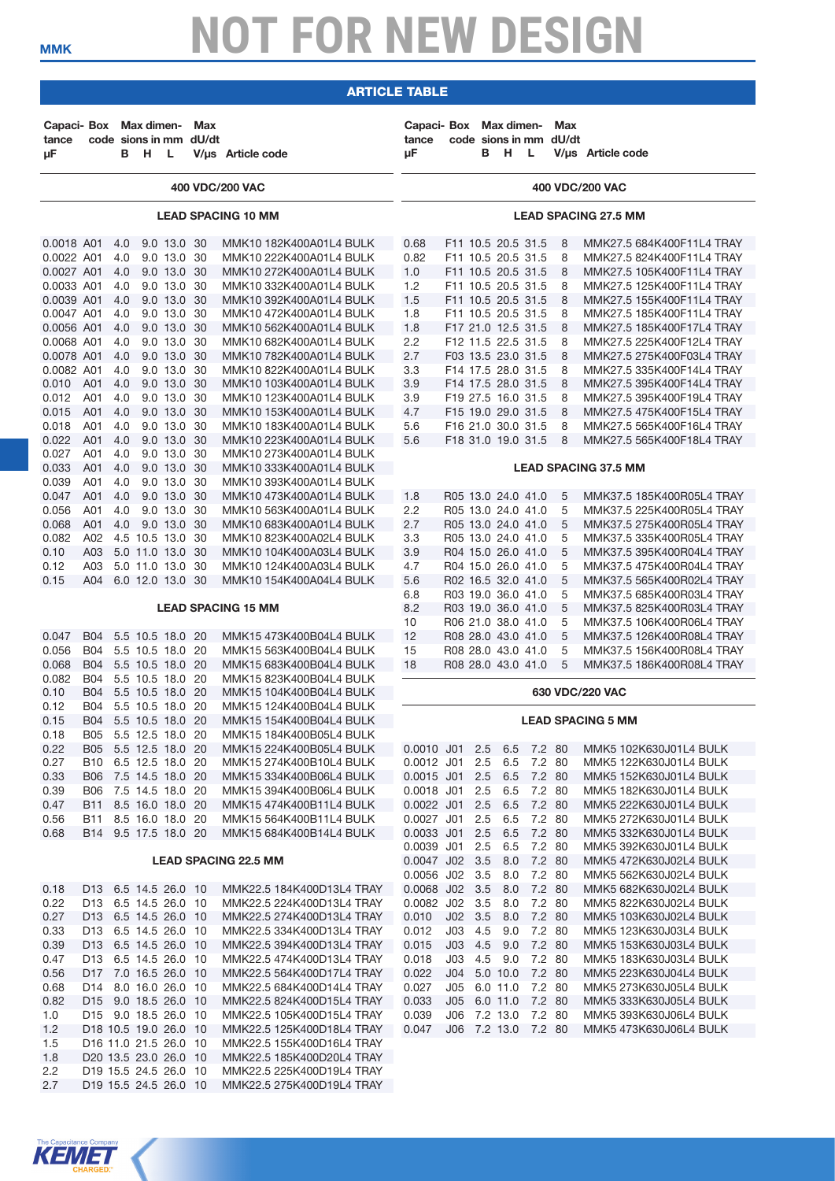# NOT FOR NEW DESIGN

MMK

## ARTICLE TABLE

### 400 VDC/200 VAC

#### LEAD SPACING 10 MM

| Capacitance µF | Box code | B | H | L | Max dU/dt V/µs | Article code |
|---|---|---|---|---|---|---|
| 0.0018 | A01 | 4.0 | 9.0 | 13.0 | 30 | MMK10 182K400A01L4 BULK |
| 0.0022 | A01 | 4.0 | 9.0 | 13.0 | 30 | MMK10 222K400A01L4 BULK |
| 0.0027 | A01 | 4.0 | 9.0 | 13.0 | 30 | MMK10 272K400A01L4 BULK |
| 0.0033 | A01 | 4.0 | 9.0 | 13.0 | 30 | MMK10 332K400A01L4 BULK |
| 0.0039 | A01 | 4.0 | 9.0 | 13.0 | 30 | MMK10 392K400A01L4 BULK |
| 0.0047 | A01 | 4.0 | 9.0 | 13.0 | 30 | MMK10 472K400A01L4 BULK |
| 0.0056 | A01 | 4.0 | 9.0 | 13.0 | 30 | MMK10 562K400A01L4 BULK |
| 0.0068 | A01 | 4.0 | 9.0 | 13.0 | 30 | MMK10 682K400A01L4 BULK |
| 0.0078 | A01 | 4.0 | 9.0 | 13.0 | 30 | MMK10 782K400A01L4 BULK |
| 0.0082 | A01 | 4.0 | 9.0 | 13.0 | 30 | MMK10 822K400A01L4 BULK |
| 0.010 | A01 | 4.0 | 9.0 | 13.0 | 30 | MMK10 103K400A01L4 BULK |
| 0.012 | A01 | 4.0 | 9.0 | 13.0 | 30 | MMK10 123K400A01L4 BULK |
| 0.015 | A01 | 4.0 | 9.0 | 13.0 | 30 | MMK10 153K400A01L4 BULK |
| 0.018 | A01 | 4.0 | 9.0 | 13.0 | 30 | MMK10 183K400A01L4 BULK |
| 0.022 | A01 | 4.0 | 9.0 | 13.0 | 30 | MMK10 223K400A01L4 BULK |
| 0.027 | A01 | 4.0 | 9.0 | 13.0 | 30 | MMK10 273K400A01L4 BULK |
| 0.033 | A01 | 4.0 | 9.0 | 13.0 | 30 | MMK10 333K400A01L4 BULK |
| 0.039 | A01 | 4.0 | 9.0 | 13.0 | 30 | MMK10 393K400A01L4 BULK |
| 0.047 | A01 | 4.0 | 9.0 | 13.0 | 30 | MMK10 473K400A01L4 BULK |
| 0.056 | A01 | 4.0 | 9.0 | 13.0 | 30 | MMK10 563K400A01L4 BULK |
| 0.068 | A01 | 4.0 | 9.0 | 13.0 | 30 | MMK10 683K400A01L4 BULK |
| 0.082 | A02 | 4.5 | 10.5 | 13.0 | 30 | MMK10 823K400A02L4 BULK |
| 0.10 | A03 | 5.0 | 11.0 | 13.0 | 30 | MMK10 104K400A03L4 BULK |
| 0.12 | A03 | 5.0 | 11.0 | 13.0 | 30 | MMK10 124K400A03L4 BULK |
| 0.15 | A04 | 6.0 | 12.0 | 13.0 | 30 | MMK10 154K400A04L4 BULK |

#### LEAD SPACING 15 MM

| Capacitance µF | Box code | B | H | L | Max dU/dt V/µs | Article code |
|---|---|---|---|---|---|---|
| 0.047 | B04 | 5.5 | 10.5 | 18.0 | 20 | MMK15 473K400B04L4 BULK |
| 0.056 | B04 | 5.5 | 10.5 | 18.0 | 20 | MMK15 563K400B04L4 BULK |
| 0.068 | B04 | 5.5 | 10.5 | 18.0 | 20 | MMK15 683K400B04L4 BULK |
| 0.082 | B04 | 5.5 | 10.5 | 18.0 | 20 | MMK15 823K400B04L4 BULK |
| 0.10 | B04 | 5.5 | 10.5 | 18.0 | 20 | MMK15 104K400B04L4 BULK |
| 0.12 | B04 | 5.5 | 10.5 | 18.0 | 20 | MMK15 124K400B04L4 BULK |
| 0.15 | B04 | 5.5 | 10.5 | 18.0 | 20 | MMK15 154K400B04L4 BULK |
| 0.18 | B05 | 5.5 | 12.5 | 18.0 | 20 | MMK15 184K400B05L4 BULK |
| 0.22 | B05 | 5.5 | 12.5 | 18.0 | 20 | MMK15 224K400B05L4 BULK |
| 0.27 | B10 | 6.5 | 12.5 | 18.0 | 20 | MMK15 274K400B10L4 BULK |
| 0.33 | B06 | 7.5 | 14.5 | 18.0 | 20 | MMK15 334K400B06L4 BULK |
| 0.39 | B06 | 7.5 | 14.5 | 18.0 | 20 | MMK15 394K400B06L4 BULK |
| 0.47 | B11 | 8.5 | 16.0 | 18.0 | 20 | MMK15 474K400B11L4 BULK |
| 0.56 | B11 | 8.5 | 16.0 | 18.0 | 20 | MMK15 564K400B11L4 BULK |
| 0.68 | B14 | 9.5 | 17.5 | 18.0 | 20 | MMK15 684K400B14L4 BULK |

#### LEAD SPACING 22.5 MM

| Capacitance µF | Box code | B | H | L | Max dU/dt V/µs | Article code |
|---|---|---|---|---|---|---|
| 0.18 | D13 | 6.5 | 14.5 | 26.0 | 10 | MMK22.5 184K400D13L4 TRAY |
| 0.22 | D13 | 6.5 | 14.5 | 26.0 | 10 | MMK22.5 224K400D13L4 TRAY |
| 0.27 | D13 | 6.5 | 14.5 | 26.0 | 10 | MMK22.5 274K400D13L4 TRAY |
| 0.33 | D13 | 6.5 | 14.5 | 26.0 | 10 | MMK22.5 334K400D13L4 TRAY |
| 0.39 | D13 | 6.5 | 14.5 | 26.0 | 10 | MMK22.5 394K400D13L4 TRAY |
| 0.47 | D13 | 6.5 | 14.5 | 26.0 | 10 | MMK22.5 474K400D13L4 TRAY |
| 0.56 | D17 | 7.0 | 16.5 | 26.0 | 10 | MMK22.5 564K400D17L4 TRAY |
| 0.68 | D14 | 8.0 | 16.0 | 26.0 | 10 | MMK22.5 684K400D14L4 TRAY |
| 0.82 | D15 | 9.0 | 18.5 | 26.0 | 10 | MMK22.5 824K400D15L4 TRAY |
| 1.0 | D15 | 9.0 | 18.5 | 26.0 | 10 | MMK22.5 105K400D15L4 TRAY |
| 1.2 | D18 | 10.5 | 19.0 | 26.0 | 10 | MMK22.5 125K400D18L4 TRAY |
| 1.5 | D16 | 11.0 | 21.5 | 26.0 | 10 | MMK22.5 155K400D16L4 TRAY |
| 1.8 | D20 | 13.5 | 23.0 | 26.0 | 10 | MMK22.5 185K400D20L4 TRAY |
| 2.2 | D19 | 15.5 | 24.5 | 26.0 | 10 | MMK22.5 225K400D19L4 TRAY |
| 2.7 | D19 | 15.5 | 24.5 | 26.0 | 10 | MMK22.5 275K400D19L4 TRAY |

#### LEAD SPACING 27.5 MM

| Capacitance µF | Box code | B | H | L | Max dU/dt V/µs | Article code |
|---|---|---|---|---|---|---|
| 0.68 | F11 | 10.5 | 20.5 | 31.5 | 8 | MMK27.5 684K400F11L4 TRAY |
| 0.82 | F11 | 10.5 | 20.5 | 31.5 | 8 | MMK27.5 824K400F11L4 TRAY |
| 1.0 | F11 | 10.5 | 20.5 | 31.5 | 8 | MMK27.5 105K400F11L4 TRAY |
| 1.2 | F11 | 10.5 | 20.5 | 31.5 | 8 | MMK27.5 125K400F11L4 TRAY |
| 1.5 | F11 | 10.5 | 20.5 | 31.5 | 8 | MMK27.5 155K400F11L4 TRAY |
| 1.8 | F11 | 10.5 | 20.5 | 31.5 | 8 | MMK27.5 185K400F11L4 TRAY |
| 1.8 | F17 | 21.0 | 12.5 | 31.5 | 8 | MMK27.5 185K400F17L4 TRAY |
| 2.2 | F12 | 11.5 | 22.5 | 31.5 | 8 | MMK27.5 225K400F12L4 TRAY |
| 2.7 | F03 | 13.5 | 23.0 | 31.5 | 8 | MMK27.5 275K400F03L4 TRAY |
| 3.3 | F14 | 17.5 | 28.0 | 31.5 | 8 | MMK27.5 335K400F14L4 TRAY |
| 3.9 | F14 | 17.5 | 28.0 | 31.5 | 8 | MMK27.5 395K400F14L4 TRAY |
| 3.9 | F19 | 27.5 | 16.0 | 31.5 | 8 | MMK27.5 395K400F19L4 TRAY |
| 4.7 | F15 | 19.0 | 29.0 | 31.5 | 8 | MMK27.5 475K400F15L4 TRAY |
| 5.6 | F16 | 21.0 | 30.0 | 31.5 | 8 | MMK27.5 565K400F16L4 TRAY |
| 5.6 | F18 | 31.0 | 19.0 | 31.5 | 8 | MMK27.5 565K400F18L4 TRAY |

#### LEAD SPACING 37.5 MM

| Capacitance µF | Box code | B | H | L | Max dU/dt V/µs | Article code |
|---|---|---|---|---|---|---|
| 1.8 | R05 | 13.0 | 24.0 | 41.0 | 5 | MMK37.5 185K400R05L4 TRAY |
| 2.2 | R05 | 13.0 | 24.0 | 41.0 | 5 | MMK37.5 225K400R05L4 TRAY |
| 2.7 | R05 | 13.0 | 24.0 | 41.0 | 5 | MMK37.5 275K400R05L4 TRAY |
| 3.3 | R05 | 13.0 | 24.0 | 41.0 | 5 | MMK37.5 335K400R05L4 TRAY |
| 3.9 | R04 | 15.0 | 26.0 | 41.0 | 5 | MMK37.5 395K400R04L4 TRAY |
| 4.7 | R04 | 15.0 | 26.0 | 41.0 | 5 | MMK37.5 475K400R04L4 TRAY |
| 5.6 | R02 | 16.5 | 32.0 | 41.0 | 5 | MMK37.5 565K400R02L4 TRAY |
| 6.8 | R03 | 19.0 | 36.0 | 41.0 | 5 | MMK37.5 685K400R03L4 TRAY |
| 8.2 | R03 | 19.0 | 36.0 | 41.0 | 5 | MMK37.5 825K400R03L4 TRAY |
| 10 | R06 | 21.0 | 38.0 | 41.0 | 5 | MMK37.5 106K400R06L4 TRAY |
| 12 | R08 | 28.0 | 43.0 | 41.0 | 5 | MMK37.5 126K400R08L4 TRAY |
| 15 | R08 | 28.0 | 43.0 | 41.0 | 5 | MMK37.5 156K400R08L4 TRAY |
| 18 | R08 | 28.0 | 43.0 | 41.0 | 5 | MMK37.5 186K400R08L4 TRAY |

### 630 VDC/220 VAC

#### LEAD SPACING 5 MM

| Capacitance µF | Box code | B | H | L | Max dU/dt V/µs | Article code |
|---|---|---|---|---|---|---|
| 0.0010 | J01 | 2.5 | 6.5 | 7.2 | 80 | MMK5 102K630J01L4 BULK |
| 0.0012 | J01 | 2.5 | 6.5 | 7.2 | 80 | MMK5 122K630J01L4 BULK |
| 0.0015 | J01 | 2.5 | 6.5 | 7.2 | 80 | MMK5 152K630J01L4 BULK |
| 0.0018 | J01 | 2.5 | 6.5 | 7.2 | 80 | MMK5 182K630J01L4 BULK |
| 0.0022 | J01 | 2.5 | 6.5 | 7.2 | 80 | MMK5 222K630J01L4 BULK |
| 0.0027 | J01 | 2.5 | 6.5 | 7.2 | 80 | MMK5 272K630J01L4 BULK |
| 0.0033 | J01 | 2.5 | 6.5 | 7.2 | 80 | MMK5 332K630J01L4 BULK |
| 0.0039 | J01 | 2.5 | 6.5 | 7.2 | 80 | MMK5 392K630J01L4 BULK |
| 0.0047 | J02 | 3.5 | 8.0 | 7.2 | 80 | MMK5 472K630J02L4 BULK |
| 0.0056 | J02 | 3.5 | 8.0 | 7.2 | 80 | MMK5 562K630J02L4 BULK |
| 0.0068 | J02 | 3.5 | 8.0 | 7.2 | 80 | MMK5 682K630J02L4 BULK |
| 0.0082 | J02 | 3.5 | 8.0 | 7.2 | 80 | MMK5 822K630J02L4 BULK |
| 0.010 | J02 | 3.5 | 8.0 | 7.2 | 80 | MMK5 103K630J02L4 BULK |
| 0.012 | J03 | 4.5 | 9.0 | 7.2 | 80 | MMK5 123K630J03L4 BULK |
| 0.015 | J03 | 4.5 | 9.0 | 7.2 | 80 | MMK5 153K630J03L4 BULK |
| 0.018 | J03 | 4.5 | 9.0 | 7.2 | 80 | MMK5 183K630J03L4 BULK |
| 0.022 | J04 | 5.0 | 10.0 | 7.2 | 80 | MMK5 223K630J04L4 BULK |
| 0.027 | J05 | 6.0 | 11.0 | 7.2 | 80 | MMK5 273K630J05L4 BULK |
| 0.033 | J05 | 6.0 | 11.0 | 7.2 | 80 | MMK5 333K630J05L4 BULK |
| 0.039 | J06 | 7.2 | 13.0 | 7.2 | 80 | MMK5 393K630J06L4 BULK |
| 0.047 | J06 | 7.2 | 13.0 | 7.2 | 80 | MMK5 473K630J06L4 BULK |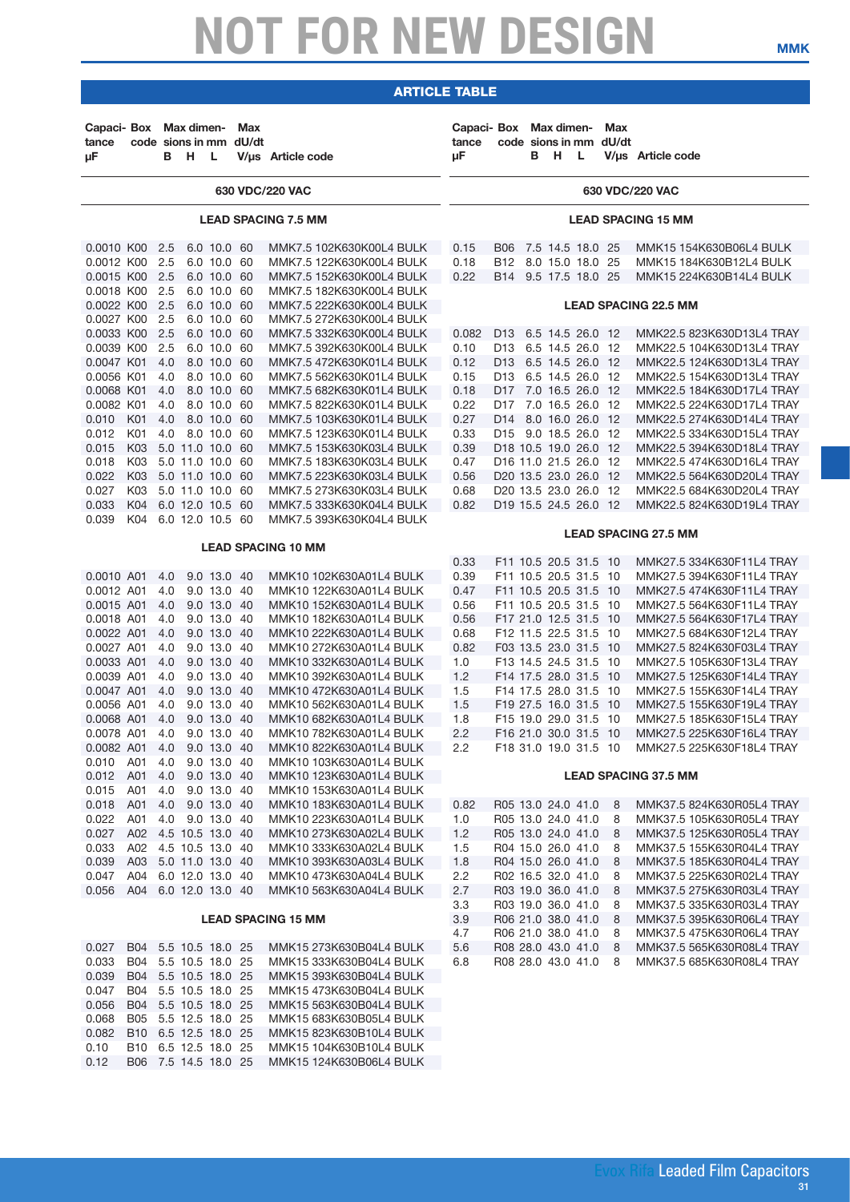# NOT FOR NEW DESIGN

## ARTICLE TABLE

### 630 VDC/220 VAC

#### LEAD SPACING 7.5 MM

| Capacitance µF | Box code | B | H | L | Max dU/dt V/µs | Article code |
|---|---|---|---|---|---|---|
| 0.0010 | K00 | 2.5 | 6.0 | 10.0 | 60 | MMK7.5 102K630K00L4 BULK |
| 0.0012 | K00 | 2.5 | 6.0 | 10.0 | 60 | MMK7.5 122K630K00L4 BULK |
| 0.0015 | K00 | 2.5 | 6.0 | 10.0 | 60 | MMK7.5 152K630K00L4 BULK |
| 0.0018 | K00 | 2.5 | 6.0 | 10.0 | 60 | MMK7.5 182K630K00L4 BULK |
| 0.0022 | K00 | 2.5 | 6.0 | 10.0 | 60 | MMK7.5 222K630K00L4 BULK |
| 0.0027 | K00 | 2.5 | 6.0 | 10.0 | 60 | MMK7.5 272K630K00L4 BULK |
| 0.0033 | K00 | 2.5 | 6.0 | 10.0 | 60 | MMK7.5 332K630K00L4 BULK |
| 0.0039 | K00 | 2.5 | 6.0 | 10.0 | 60 | MMK7.5 392K630K00L4 BULK |
| 0.0047 | K01 | 4.0 | 8.0 | 10.0 | 60 | MMK7.5 472K630K01L4 BULK |
| 0.0056 | K01 | 4.0 | 8.0 | 10.0 | 60 | MMK7.5 562K630K01L4 BULK |
| 0.0068 | K01 | 4.0 | 8.0 | 10.0 | 60 | MMK7.5 682K630K01L4 BULK |
| 0.0082 | K01 | 4.0 | 8.0 | 10.0 | 60 | MMK7.5 822K630K01L4 BULK |
| 0.010 | K01 | 4.0 | 8.0 | 10.0 | 60 | MMK7.5 103K630K01L4 BULK |
| 0.012 | K01 | 4.0 | 8.0 | 10.0 | 60 | MMK7.5 123K630K01L4 BULK |
| 0.015 | K03 | 5.0 | 11.0 | 10.0 | 60 | MMK7.5 153K630K03L4 BULK |
| 0.018 | K03 | 5.0 | 11.0 | 10.0 | 60 | MMK7.5 183K630K03L4 BULK |
| 0.022 | K03 | 5.0 | 11.0 | 10.0 | 60 | MMK7.5 223K630K03L4 BULK |
| 0.027 | K03 | 5.0 | 11.0 | 10.0 | 60 | MMK7.5 273K630K03L4 BULK |
| 0.033 | K04 | 6.0 | 12.0 | 10.5 | 60 | MMK7.5 333K630K04L4 BULK |
| 0.039 | K04 | 6.0 | 12.0 | 10.5 | 60 | MMK7.5 393K630K04L4 BULK |

#### LEAD SPACING 10 MM

| Capacitance µF | Box code | B | H | L | Max dU/dt V/µs | Article code |
|---|---|---|---|---|---|---|
| 0.0010 | A01 | 4.0 | 9.0 | 13.0 | 40 | MMK10 102K630A01L4 BULK |
| 0.0012 | A01 | 4.0 | 9.0 | 13.0 | 40 | MMK10 122K630A01L4 BULK |
| 0.0015 | A01 | 4.0 | 9.0 | 13.0 | 40 | MMK10 152K630A01L4 BULK |
| 0.0018 | A01 | 4.0 | 9.0 | 13.0 | 40 | MMK10 182K630A01L4 BULK |
| 0.0022 | A01 | 4.0 | 9.0 | 13.0 | 40 | MMK10 222K630A01L4 BULK |
| 0.0027 | A01 | 4.0 | 9.0 | 13.0 | 40 | MMK10 272K630A01L4 BULK |
| 0.0033 | A01 | 4.0 | 9.0 | 13.0 | 40 | MMK10 332K630A01L4 BULK |
| 0.0039 | A01 | 4.0 | 9.0 | 13.0 | 40 | MMK10 392K630A01L4 BULK |
| 0.0047 | A01 | 4.0 | 9.0 | 13.0 | 40 | MMK10 472K630A01L4 BULK |
| 0.0056 | A01 | 4.0 | 9.0 | 13.0 | 40 | MMK10 562K630A01L4 BULK |
| 0.0068 | A01 | 4.0 | 9.0 | 13.0 | 40 | MMK10 682K630A01L4 BULK |
| 0.0078 | A01 | 4.0 | 9.0 | 13.0 | 40 | MMK10 782K630A01L4 BULK |
| 0.0082 | A01 | 4.0 | 9.0 | 13.0 | 40 | MMK10 822K630A01L4 BULK |
| 0.010 | A01 | 4.0 | 9.0 | 13.0 | 40 | MMK10 103K630A01L4 BULK |
| 0.012 | A01 | 4.0 | 9.0 | 13.0 | 40 | MMK10 123K630A01L4 BULK |
| 0.015 | A01 | 4.0 | 9.0 | 13.0 | 40 | MMK10 153K630A01L4 BULK |
| 0.018 | A01 | 4.0 | 9.0 | 13.0 | 40 | MMK10 183K630A01L4 BULK |
| 0.022 | A01 | 4.0 | 9.0 | 13.0 | 40 | MMK10 223K630A01L4 BULK |
| 0.027 | A02 | 4.5 | 10.5 | 13.0 | 40 | MMK10 273K630A02L4 BULK |
| 0.033 | A02 | 4.5 | 10.5 | 13.0 | 40 | MMK10 333K630A02L4 BULK |
| 0.039 | A03 | 5.0 | 11.0 | 13.0 | 40 | MMK10 393K630A03L4 BULK |
| 0.047 | A04 | 6.0 | 12.0 | 13.0 | 40 | MMK10 473K630A04L4 BULK |
| 0.056 | A04 | 6.0 | 12.0 | 13.0 | 40 | MMK10 563K630A04L4 BULK |

#### LEAD SPACING 15 MM

| Capacitance µF | Box code | B | H | L | Max dU/dt V/µs | Article code |
|---|---|---|---|---|---|---|
| 0.027 | B04 | 5.5 | 10.5 | 18.0 | 25 | MMK15 273K630B04L4 BULK |
| 0.033 | B04 | 5.5 | 10.5 | 18.0 | 25 | MMK15 333K630B04L4 BULK |
| 0.039 | B04 | 5.5 | 10.5 | 18.0 | 25 | MMK15 393K630B04L4 BULK |
| 0.047 | B04 | 5.5 | 10.5 | 18.0 | 25 | MMK15 473K630B04L4 BULK |
| 0.056 | B04 | 5.5 | 10.5 | 18.0 | 25 | MMK15 563K630B04L4 BULK |
| 0.068 | B05 | 5.5 | 12.5 | 18.0 | 25 | MMK15 683K630B05L4 BULK |
| 0.082 | B10 | 6.5 | 12.5 | 18.0 | 25 | MMK15 823K630B10L4 BULK |
| 0.10 | B10 | 6.5 | 12.5 | 18.0 | 25 | MMK15 104K630B10L4 BULK |
| 0.12 | B06 | 7.5 | 14.5 | 18.0 | 25 | MMK15 124K630B06L4 BULK |
| 0.15 | B06 | 7.5 | 14.5 | 18.0 | 25 | MMK15 154K630B06L4 BULK |
| 0.18 | B12 | 8.0 | 15.0 | 18.0 | 25 | MMK15 184K630B12L4 BULK |
| 0.22 | B14 | 9.5 | 17.5 | 18.0 | 25 | MMK15 224K630B14L4 BULK |

#### LEAD SPACING 22.5 MM

| Capacitance µF | Box code | B | H | L | Max dU/dt V/µs | Article code |
|---|---|---|---|---|---|---|
| 0.082 | D13 | 6.5 | 14.5 | 26.0 | 12 | MMK22.5 823K630D13L4 TRAY |
| 0.10 | D13 | 6.5 | 14.5 | 26.0 | 12 | MMK22.5 104K630D13L4 TRAY |
| 0.12 | D13 | 6.5 | 14.5 | 26.0 | 12 | MMK22.5 124K630D13L4 TRAY |
| 0.15 | D13 | 6.5 | 14.5 | 26.0 | 12 | MMK22.5 154K630D13L4 TRAY |
| 0.18 | D17 | 7.0 | 16.5 | 26.0 | 12 | MMK22.5 184K630D17L4 TRAY |
| 0.22 | D17 | 7.0 | 16.5 | 26.0 | 12 | MMK22.5 224K630D17L4 TRAY |
| 0.27 | D14 | 8.0 | 16.0 | 26.0 | 12 | MMK22.5 274K630D14L4 TRAY |
| 0.33 | D15 | 9.0 | 18.5 | 26.0 | 12 | MMK22.5 334K630D15L4 TRAY |
| 0.39 | D18 | 10.5 | 19.0 | 26.0 | 12 | MMK22.5 394K630D18L4 TRAY |
| 0.47 | D16 | 11.0 | 21.5 | 26.0 | 12 | MMK22.5 474K630D16L4 TRAY |
| 0.56 | D20 | 13.5 | 23.0 | 26.0 | 12 | MMK22.5 564K630D20L4 TRAY |
| 0.68 | D20 | 13.5 | 23.0 | 26.0 | 12 | MMK22.5 684K630D20L4 TRAY |
| 0.82 | D19 | 15.5 | 24.5 | 26.0 | 12 | MMK22.5 824K630D19L4 TRAY |

#### LEAD SPACING 27.5 MM

| Capacitance µF | Box code | B | H | L | Max dU/dt V/µs | Article code |
|---|---|---|---|---|---|---|
| 0.33 | F11 | 10.5 | 20.5 | 31.5 | 10 | MMK27.5 334K630F11L4 TRAY |
| 0.39 | F11 | 10.5 | 20.5 | 31.5 | 10 | MMK27.5 394K630F11L4 TRAY |
| 0.47 | F11 | 10.5 | 20.5 | 31.5 | 10 | MMK27.5 474K630F11L4 TRAY |
| 0.56 | F11 | 10.5 | 20.5 | 31.5 | 10 | MMK27.5 564K630F11L4 TRAY |
| 0.56 | F17 | 21.0 | 12.5 | 31.5 | 10 | MMK27.5 564K630F17L4 TRAY |
| 0.68 | F12 | 11.5 | 22.5 | 31.5 | 10 | MMK27.5 684K630F12L4 TRAY |
| 0.82 | F03 | 13.5 | 23.0 | 31.5 | 10 | MMK27.5 824K630F03L4 TRAY |
| 1.0 | F13 | 14.5 | 24.5 | 31.5 | 10 | MMK27.5 105K630F13L4 TRAY |
| 1.2 | F14 | 17.5 | 28.0 | 31.5 | 10 | MMK27.5 125K630F14L4 TRAY |
| 1.5 | F14 | 17.5 | 28.0 | 31.5 | 10 | MMK27.5 155K630F14L4 TRAY |
| 1.5 | F19 | 27.5 | 16.0 | 31.5 | 10 | MMK27.5 155K630F19L4 TRAY |
| 1.8 | F15 | 19.0 | 29.0 | 31.5 | 10 | MMK27.5 185K630F15L4 TRAY |
| 2.2 | F16 | 21.0 | 30.0 | 31.5 | 10 | MMK27.5 225K630F16L4 TRAY |
| 2.2 | F18 | 31.0 | 19.0 | 31.5 | 10 | MMK27.5 225K630F18L4 TRAY |

#### LEAD SPACING 37.5 MM

| Capacitance µF | Box code | B | H | L | Max dU/dt V/µs | Article code |
|---|---|---|---|---|---|---|
| 0.82 | R05 | 13.0 | 24.0 | 41.0 | 8 | MMK37.5 824K630R05L4 TRAY |
| 1.0 | R05 | 13.0 | 24.0 | 41.0 | 8 | MMK37.5 105K630R05L4 TRAY |
| 1.2 | R05 | 13.0 | 24.0 | 41.0 | 8 | MMK37.5 125K630R05L4 TRAY |
| 1.5 | R04 | 15.0 | 26.0 | 41.0 | 8 | MMK37.5 155K630R04L4 TRAY |
| 1.8 | R04 | 15.0 | 26.0 | 41.0 | 8 | MMK37.5 185K630R04L4 TRAY |
| 2.2 | R02 | 16.5 | 32.0 | 41.0 | 8 | MMK37.5 225K630R02L4 TRAY |
| 2.7 | R03 | 19.0 | 36.0 | 41.0 | 8 | MMK37.5 275K630R03L4 TRAY |
| 3.3 | R03 | 19.0 | 36.0 | 41.0 | 8 | MMK37.5 335K630R03L4 TRAY |
| 3.9 | R06 | 21.0 | 38.0 | 41.0 | 8 | MMK37.5 395K630R06L4 TRAY |
| 4.7 | R06 | 21.0 | 38.0 | 41.0 | 8 | MMK37.5 475K630R06L4 TRAY |
| 5.6 | R08 | 28.0 | 43.0 | 41.0 | 8 | MMK37.5 565K630R08L4 TRAY |
| 6.8 | R08 | 28.0 | 43.0 | 41.0 | 8 | MMK37.5 685K630R08L4 TRAY |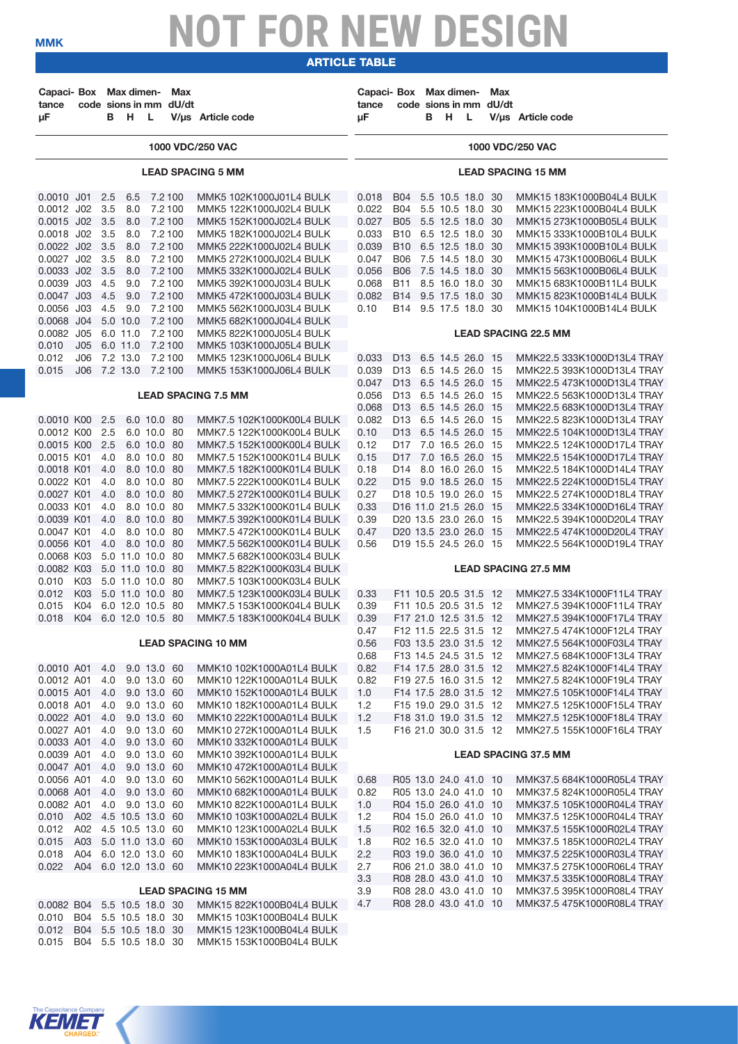# NOT FOR NEW DESIGN

## ARTICLE TABLE

| Capacitance µF | Box code | Max dimensions in mm B | H | L | Max dU/dt V/µs | Article code |
|---|---|---|---|---|---|---|
| **1000 VDC/250 VAC** | | | | | | |
| **LEAD SPACING 5 MM** | | | | | | |
| 0.0010 | J01 | 2.5 | 6.5 | 7.2 | 100 | MMK5 102K1000J01L4 BULK |
| 0.0012 | J02 | 3.5 | 8.0 | 7.2 | 100 | MMK5 122K1000J02L4 BULK |
| 0.0015 | J02 | 3.5 | 8.0 | 7.2 | 100 | MMK5 152K1000J02L4 BULK |
| 0.0018 | J02 | 3.5 | 8.0 | 7.2 | 100 | MMK5 182K1000J02L4 BULK |
| 0.0022 | J02 | 3.5 | 8.0 | 7.2 | 100 | MMK5 222K1000J02L4 BULK |
| 0.0027 | J02 | 3.5 | 8.0 | 7.2 | 100 | MMK5 272K1000J02L4 BULK |
| 0.0033 | J02 | 3.5 | 8.0 | 7.2 | 100 | MMK5 332K1000J02L4 BULK |
| 0.0039 | J03 | 4.5 | 9.0 | 7.2 | 100 | MMK5 392K1000J03L4 BULK |
| 0.0047 | J03 | 4.5 | 9.0 | 7.2 | 100 | MMK5 472K1000J03L4 BULK |
| 0.0056 | J03 | 4.5 | 9.0 | 7.2 | 100 | MMK5 562K1000J03L4 BULK |
| 0.0068 | J04 | 5.0 | 10.0 | 7.2 | 100 | MMK5 682K1000J04L4 BULK |
| 0.0082 | J05 | 6.0 | 11.0 | 7.2 | 100 | MMK5 822K1000J05L4 BULK |
| 0.010 | J05 | 6.0 | 11.0 | 7.2 | 100 | MMK5 103K1000J05L4 BULK |
| 0.012 | J06 | 7.2 | 13.0 | 7.2 | 100 | MMK5 123K1000J06L4 BULK |
| 0.015 | J06 | 7.2 | 13.0 | 7.2 | 100 | MMK5 153K1000J06L4 BULK |
| **LEAD SPACING 7.5 MM** | | | | | | |
| 0.0010 | K00 | 2.5 | 6.0 | 10.0 | 80 | MMK7.5 102K1000K00L4 BULK |
| 0.0012 | K00 | 2.5 | 6.0 | 10.0 | 80 | MMK7.5 122K1000K00L4 BULK |
| 0.0015 | K00 | 2.5 | 6.0 | 10.0 | 80 | MMK7.5 152K1000K00L4 BULK |
| 0.0015 | K01 | 4.0 | 8.0 | 10.0 | 80 | MMK7.5 152K1000K01L4 BULK |
| 0.0018 | K01 | 4.0 | 8.0 | 10.0 | 80 | MMK7.5 182K1000K01L4 BULK |
| 0.0022 | K01 | 4.0 | 8.0 | 10.0 | 80 | MMK7.5 222K1000K01L4 BULK |
| 0.0027 | K01 | 4.0 | 8.0 | 10.0 | 80 | MMK7.5 272K1000K01L4 BULK |
| 0.0033 | K01 | 4.0 | 8.0 | 10.0 | 80 | MMK7.5 332K1000K01L4 BULK |
| 0.0039 | K01 | 4.0 | 8.0 | 10.0 | 80 | MMK7.5 392K1000K01L4 BULK |
| 0.0047 | K01 | 4.0 | 8.0 | 10.0 | 80 | MMK7.5 472K1000K01L4 BULK |
| 0.0056 | K01 | 4.0 | 8.0 | 10.0 | 80 | MMK7.5 562K1000K01L4 BULK |
| 0.0068 | K03 | 5.0 | 11.0 | 10.0 | 80 | MMK7.5 682K1000K03L4 BULK |
| 0.0082 | K03 | 5.0 | 11.0 | 10.0 | 80 | MMK7.5 822K1000K03L4 BULK |
| 0.010 | K03 | 5.0 | 11.0 | 10.0 | 80 | MMK7.5 103K1000K03L4 BULK |
| 0.012 | K03 | 5.0 | 11.0 | 10.0 | 80 | MMK7.5 123K1000K03L4 BULK |
| 0.015 | K04 | 6.0 | 12.0 | 10.5 | 80 | MMK7.5 153K1000K04L4 BULK |
| 0.018 | K04 | 6.0 | 12.0 | 10.5 | 80 | MMK7.5 183K1000K04L4 BULK |
| **LEAD SPACING 10 MM** | | | | | | |
| 0.0010 | A01 | 4.0 | 9.0 | 13.0 | 60 | MMK10 102K1000A01L4 BULK |
| 0.0012 | A01 | 4.0 | 9.0 | 13.0 | 60 | MMK10 122K1000A01L4 BULK |
| 0.0015 | A01 | 4.0 | 9.0 | 13.0 | 60 | MMK10 152K1000A01L4 BULK |
| 0.0018 | A01 | 4.0 | 9.0 | 13.0 | 60 | MMK10 182K1000A01L4 BULK |
| 0.0022 | A01 | 4.0 | 9.0 | 13.0 | 60 | MMK10 222K1000A01L4 BULK |
| 0.0027 | A01 | 4.0 | 9.0 | 13.0 | 60 | MMK10 272K1000A01L4 BULK |
| 0.0033 | A01 | 4.0 | 9.0 | 13.0 | 60 | MMK10 332K1000A01L4 BULK |
| 0.0039 | A01 | 4.0 | 9.0 | 13.0 | 60 | MMK10 392K1000A01L4 BULK |
| 0.0047 | A01 | 4.0 | 9.0 | 13.0 | 60 | MMK10 472K1000A01L4 BULK |
| 0.0056 | A01 | 4.0 | 9.0 | 13.0 | 60 | MMK10 562K1000A01L4 BULK |
| 0.0068 | A01 | 4.0 | 9.0 | 13.0 | 60 | MMK10 682K1000A01L4 BULK |
| 0.0082 | A01 | 4.0 | 9.0 | 13.0 | 60 | MMK10 822K1000A01L4 BULK |
| 0.010 | A02 | 4.5 | 10.5 | 13.0 | 60 | MMK10 103K1000A02L4 BULK |
| 0.012 | A02 | 4.5 | 10.5 | 13.0 | 60 | MMK10 123K1000A02L4 BULK |
| 0.015 | A03 | 5.0 | 11.0 | 13.0 | 60 | MMK10 153K1000A03L4 BULK |
| 0.018 | A04 | 6.0 | 12.0 | 13.0 | 60 | MMK10 183K1000A04L4 BULK |
| 0.022 | A04 | 6.0 | 12.0 | 13.0 | 60 | MMK10 223K1000A04L4 BULK |
| **LEAD SPACING 15 MM** | | | | | | |
| 0.0082 | B04 | 5.5 | 10.5 | 18.0 | 30 | MMK15 822K1000B04L4 BULK |
| 0.010 | B04 | 5.5 | 10.5 | 18.0 | 30 | MMK15 103K1000B04L4 BULK |
| 0.012 | B04 | 5.5 | 10.5 | 18.0 | 30 | MMK15 123K1000B04L4 BULK |
| 0.015 | B04 | 5.5 | 10.5 | 18.0 | 30 | MMK15 153K1000B04L4 BULK |
| 0.018 | B04 | 5.5 | 10.5 | 18.0 | 30 | MMK15 183K1000B04L4 BULK |
| 0.022 | B04 | 5.5 | 10.5 | 18.0 | 30 | MMK15 223K1000B04L4 BULK |
| 0.027 | B05 | 5.5 | 12.5 | 18.0 | 30 | MMK15 273K1000B05L4 BULK |
| 0.033 | B10 | 6.5 | 12.5 | 18.0 | 30 | MMK15 333K1000B10L4 BULK |
| 0.039 | B10 | 6.5 | 12.5 | 18.0 | 30 | MMK15 393K1000B10L4 BULK |
| 0.047 | B06 | 7.5 | 14.5 | 18.0 | 30 | MMK15 473K1000B06L4 BULK |
| 0.056 | B06 | 7.5 | 14.5 | 18.0 | 30 | MMK15 563K1000B06L4 BULK |
| 0.068 | B11 | 8.5 | 16.0 | 18.0 | 30 | MMK15 683K1000B11L4 BULK |
| 0.082 | B14 | 9.5 | 17.5 | 18.0 | 30 | MMK15 823K1000B14L4 BULK |
| 0.10 | B14 | 9.5 | 17.5 | 18.0 | 30 | MMK15 104K1000B14L4 BULK |
| **LEAD SPACING 22.5 MM** | | | | | | |
| 0.033 | D13 | 6.5 | 14.5 | 26.0 | 15 | MMK22.5 333K1000D13L4 TRAY |
| 0.039 | D13 | 6.5 | 14.5 | 26.0 | 15 | MMK22.5 393K1000D13L4 TRAY |
| 0.047 | D13 | 6.5 | 14.5 | 26.0 | 15 | MMK22.5 473K1000D13L4 TRAY |
| 0.056 | D13 | 6.5 | 14.5 | 26.0 | 15 | MMK22.5 563K1000D13L4 TRAY |
| 0.068 | D13 | 6.5 | 14.5 | 26.0 | 15 | MMK22.5 683K1000D13L4 TRAY |
| 0.082 | D13 | 6.5 | 14.5 | 26.0 | 15 | MMK22.5 823K1000D13L4 TRAY |
| 0.10 | D13 | 6.5 | 14.5 | 26.0 | 15 | MMK22.5 104K1000D13L4 TRAY |
| 0.12 | D17 | 7.0 | 16.5 | 26.0 | 15 | MMK22.5 124K1000D17L4 TRAY |
| 0.15 | D17 | 7.0 | 16.5 | 26.0 | 15 | MMK22.5 154K1000D17L4 TRAY |
| 0.18 | D14 | 8.0 | 16.0 | 26.0 | 15 | MMK22.5 184K1000D14L4 TRAY |
| 0.22 | D15 | 9.0 | 18.5 | 26.0 | 15 | MMK22.5 224K1000D15L4 TRAY |
| 0.27 | D18 | 10.5 | 19.0 | 26.0 | 15 | MMK22.5 274K1000D18L4 TRAY |
| 0.33 | D16 | 11.0 | 21.5 | 26.0 | 15 | MMK22.5 334K1000D16L4 TRAY |
| 0.39 | D20 | 13.5 | 23.0 | 26.0 | 15 | MMK22.5 394K1000D20L4 TRAY |
| 0.47 | D20 | 13.5 | 23.0 | 26.0 | 15 | MMK22.5 474K1000D20L4 TRAY |
| 0.56 | D19 | 15.5 | 24.5 | 26.0 | 15 | MMK22.5 564K1000D19L4 TRAY |
| **LEAD SPACING 27.5 MM** | | | | | | |
| 0.33 | F11 | 10.5 | 20.5 | 31.5 | 12 | MMK27.5 334K1000F11L4 TRAY |
| 0.39 | F11 | 10.5 | 20.5 | 31.5 | 12 | MMK27.5 394K1000F11L4 TRAY |
| 0.39 | F17 | 21.0 | 12.5 | 31.5 | 12 | MMK27.5 394K1000F17L4 TRAY |
| 0.47 | F12 | 11.5 | 22.5 | 31.5 | 12 | MMK27.5 474K1000F12L4 TRAY |
| 0.56 | F03 | 13.5 | 23.0 | 31.5 | 12 | MMK27.5 564K1000F03L4 TRAY |
| 0.68 | F13 | 14.5 | 24.5 | 31.5 | 12 | MMK27.5 684K1000F13L4 TRAY |
| 0.82 | F14 | 17.5 | 28.0 | 31.5 | 12 | MMK27.5 824K1000F14L4 TRAY |
| 0.82 | F19 | 27.5 | 16.0 | 31.5 | 12 | MMK27.5 824K1000F19L4 TRAY |
| 1.0 | F14 | 17.5 | 28.0 | 31.5 | 12 | MMK27.5 105K1000F14L4 TRAY |
| 1.2 | F15 | 19.0 | 29.0 | 31.5 | 12 | MMK27.5 125K1000F15L4 TRAY |
| 1.2 | F18 | 31.0 | 19.0 | 31.5 | 12 | MMK27.5 125K1000F18L4 TRAY |
| 1.5 | F16 | 21.0 | 30.0 | 31.5 | 12 | MMK27.5 155K1000F16L4 TRAY |
| **LEAD SPACING 37.5 MM** | | | | | | |
| 0.68 | R05 | 13.0 | 24.0 | 41.0 | 10 | MMK37.5 684K1000R05L4 TRAY |
| 0.82 | R05 | 13.0 | 24.0 | 41.0 | 10 | MMK37.5 824K1000R05L4 TRAY |
| 1.0 | R04 | 15.0 | 26.0 | 41.0 | 10 | MMK37.5 105K1000R04L4 TRAY |
| 1.2 | R04 | 15.0 | 26.0 | 41.0 | 10 | MMK37.5 125K1000R04L4 TRAY |
| 1.5 | R02 | 16.5 | 32.0 | 41.0 | 10 | MMK37.5 155K1000R02L4 TRAY |
| 1.8 | R02 | 16.5 | 32.0 | 41.0 | 10 | MMK37.5 185K1000R02L4 TRAY |
| 2.2 | R03 | 19.0 | 36.0 | 41.0 | 10 | MMK37.5 225K1000R03L4 TRAY |
| 2.7 | R06 | 21.0 | 38.0 | 41.0 | 10 | MMK37.5 275K1000R06L4 TRAY |
| 3.3 | R08 | 28.0 | 43.0 | 41.0 | 10 | MMK37.5 335K1000R08L4 TRAY |
| 3.9 | R08 | 28.0 | 43.0 | 41.0 | 10 | MMK37.5 395K1000R08L4 TRAY |
| 4.7 | R08 | 28.0 | 43.0 | 41.0 | 10 | MMK37.5 475K1000R08L4 TRAY |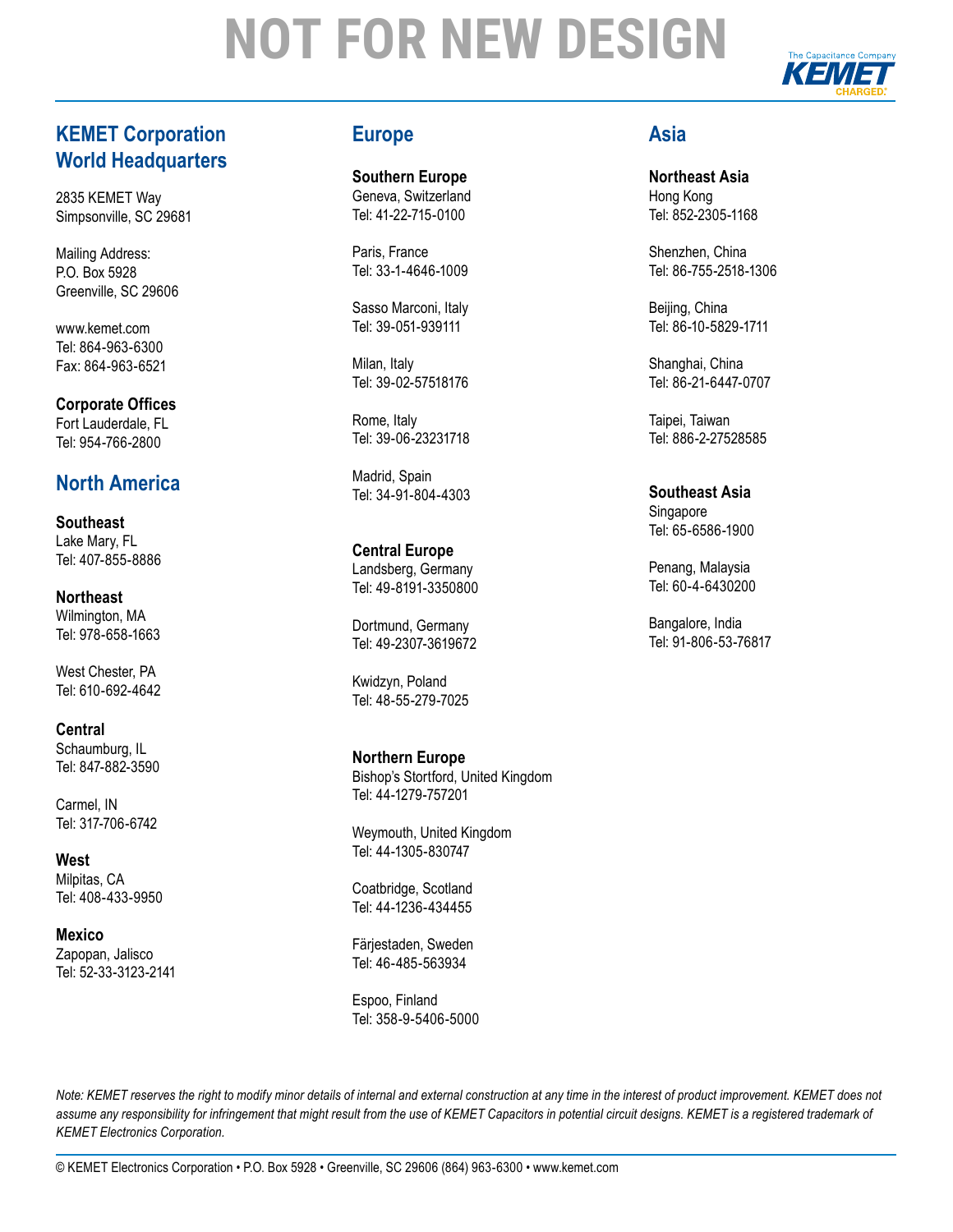# NOT FOR NEW DESIGN

## KEMET Corporation World Headquarters

2835 KEMET Way
Simpsonville, SC 29681

Mailing Address:
P.O. Box 5928
Greenville, SC 29606

www.kemet.com
Tel: 864-963-6300
Fax: 864-963-6521

**Corporate Offices**
Fort Lauderdale, FL
Tel: 954-766-2800

## North America

**Southeast**
Lake Mary, FL
Tel: 407-855-8886

**Northeast**
Wilmington, MA
Tel: 978-658-1663

West Chester, PA
Tel: 610-692-4642

**Central**
Schaumburg, IL
Tel: 847-882-3590

Carmel, IN
Tel: 317-706-6742

**West**
Milpitas, CA
Tel: 408-433-9950

**Mexico**
Zapopan, Jalisco
Tel: 52-33-3123-2141

## Europe

**Southern Europe**
Geneva, Switzerland
Tel: 41-22-715-0100

Paris, France
Tel: 33-1-4646-1009

Sasso Marconi, Italy
Tel: 39-051-939111

Milan, Italy
Tel: 39-02-57518176

Rome, Italy
Tel: 39-06-23231718

Madrid, Spain
Tel: 34-91-804-4303

**Central Europe**
Landsberg, Germany
Tel: 49-8191-3350800

Dortmund, Germany
Tel: 49-2307-3619672

Kwidzyn, Poland
Tel: 48-55-279-7025

**Northern Europe**
Bishop's Stortford, United Kingdom
Tel: 44-1279-757201

Weymouth, United Kingdom
Tel: 44-1305-830747

Coatbridge, Scotland
Tel: 44-1236-434455

Färjestaden, Sweden
Tel: 46-485-563934

Espoo, Finland
Tel: 358-9-5406-5000

## Asia

**Northeast Asia**
Hong Kong
Tel: 852-2305-1168

Shenzhen, China
Tel: 86-755-2518-1306

Beijing, China
Tel: 86-10-5829-1711

Shanghai, China
Tel: 86-21-6447-0707

Taipei, Taiwan
Tel: 886-2-27528585

**Southeast Asia**
Singapore
Tel: 65-6586-1900

Penang, Malaysia
Tel: 60-4-6430200

Bangalore, India
Tel: 91-806-53-76817

*Note: KEMET reserves the right to modify minor details of internal and external construction at any time in the interest of product improvement. KEMET does not assume any responsibility for infringement that might result from the use of KEMET Capacitors in potential circuit designs. KEMET is a registered trademark of KEMET Electronics Corporation.*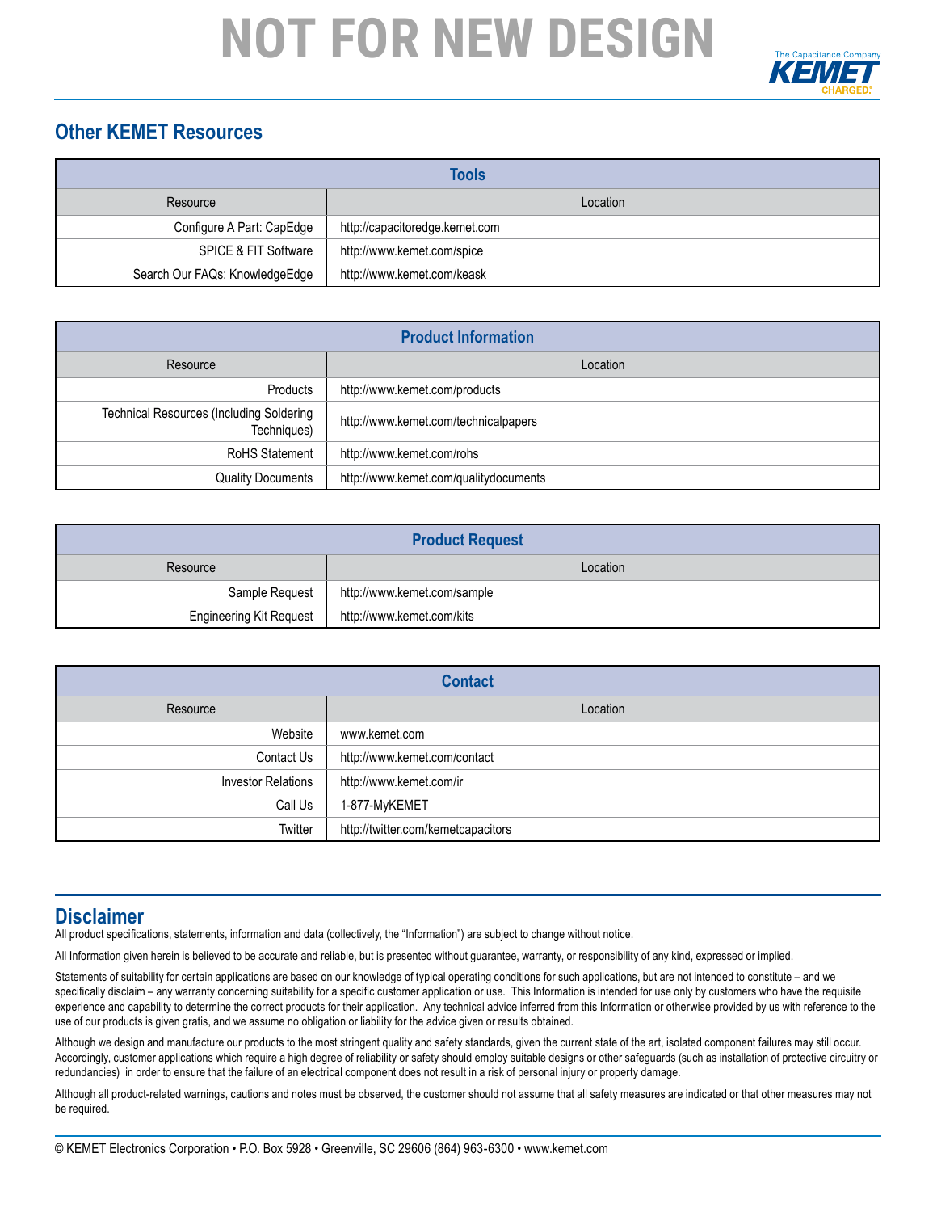# NOT FOR NEW DESIGN

## Other KEMET Resources

| Tools | |
|---|---|
| Resource | Location |
| Configure A Part: CapEdge | http://capacitoredge.kemet.com |
| SPICE & FIT Software | http://www.kemet.com/spice |
| Search Our FAQs: KnowledgeEdge | http://www.kemet.com/keask |

| Product Information | |
|---|---|
| Resource | Location |
| Products | http://www.kemet.com/products |
| Technical Resources (Including Soldering Techniques) | http://www.kemet.com/technicalpapers |
| RoHS Statement | http://www.kemet.com/rohs |
| Quality Documents | http://www.kemet.com/qualitydocuments |

| Product Request | |
|---|---|
| Resource | Location |
| Sample Request | http://www.kemet.com/sample |
| Engineering Kit Request | http://www.kemet.com/kits |

| Contact | |
|---|---|
| Resource | Location |
| Website | www.kemet.com |
| Contact Us | http://www.kemet.com/contact |
| Investor Relations | http://www.kemet.com/ir |
| Call Us | 1-877-MyKEMET |
| Twitter | http://twitter.com/kemetcapacitors |

## Disclaimer

All product specifications, statements, information and data (collectively, the "Information") are subject to change without notice.

All Information given herein is believed to be accurate and reliable, but is presented without guarantee, warranty, or responsibility of any kind, expressed or implied.

Statements of suitability for certain applications are based on our knowledge of typical operating conditions for such applications, but are not intended to constitute – and we specifically disclaim – any warranty concerning suitability for a specific customer application or use. This Information is intended for use only by customers who have the requisite experience and capability to determine the correct products for their application. Any technical advice inferred from this Information or otherwise provided by us with reference to the use of our products is given gratis, and we assume no obligation or liability for the advice given or results obtained.

Although we design and manufacture our products to the most stringent quality and safety standards, given the current state of the art, isolated component failures may still occur. Accordingly, customer applications which require a high degree of reliability or safety should employ suitable designs or other safeguards (such as installation of protective circuitry or redundancies) in order to ensure that the failure of an electrical component does not result in a risk of personal injury or property damage.

Although all product-related warnings, cautions and notes must be observed, the customer should not assume that all safety measures are indicated or that other measures may not be required.